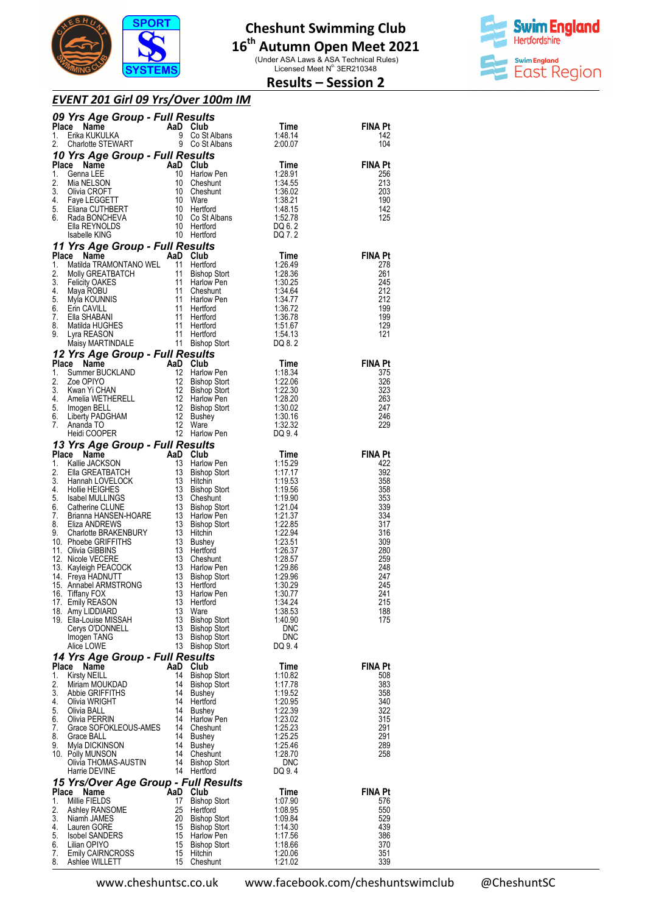# Cheshunt Swimming Club

## 16th Autumn Open Meet 2021

(Under ASA Laws & ASA Technical Rules)
Licensed Meet N° 3ER210348

## Results – Session 2

### EVENT 201 Girl 09 Yrs/Over 100m IM

#### 09 Yrs Age Group - Full Results

| Place | Name | AaD | Club | Time | FINA Pt |
|---|---|---|---|---|---|
| 1. | Erika KUKULKA | 9 | Co St Albans | 1:48.14 | 142 |
| 2. | Charlotte STEWART | 9 | Co St Albans | 2:00.07 | 104 |

#### 10 Yrs Age Group - Full Results

| Place | Name | AaD | Club | Time | FINA Pt |
|---|---|---|---|---|---|
| 1. | Genna LEE | 10 | Harlow Pen | 1:28.91 | 256 |
| 2. | Mia NELSON | 10 | Cheshunt | 1:34.55 | 213 |
| 3. | Olivia CROFT | 10 | Cheshunt | 1:36.02 | 203 |
| 4. | Faye LEGGETT | 10 | Ware | 1:38.21 | 190 |
| 5. | Eliana CUTHBERT | 10 | Hertford | 1:48.15 | 142 |
| 6. | Rada BONCHEVA | 10 | Co St Albans | 1:52.78 | 125 |
| | Ella REYNOLDS | 10 | Hertford | DQ 6. 2 | |
| | Isabelle KING | 10 | Hertford | DQ 7. 2 | |

#### 11 Yrs Age Group - Full Results

| Place | Name | AaD | Club | Time | FINA Pt |
|---|---|---|---|---|---|
| 1. | Matilda TRAMONTANO WEL | 11 | Hertford | 1:26.49 | 278 |
| 2. | Molly GREATBATCH | 11 | Bishop Stort | 1:28.36 | 261 |
| 3. | Felicity OAKES | 11 | Harlow Pen | 1:30.25 | 245 |
| 4. | Maya ROBU | 11 | Cheshunt | 1:34.64 | 212 |
| 5. | Myla KOUNNIS | 11 | Harlow Pen | 1:34.77 | 212 |
| 6. | Erin CAVILL | 11 | Hertford | 1:36.72 | 199 |
| 7. | Ella SHABANI | 11 | Hertford | 1:36.78 | 199 |
| 8. | Matilda HUGHES | 11 | Hertford | 1:51.67 | 129 |
| 9. | Lyra REASON | 11 | Hertford | 1:54.13 | 121 |
| | Maisy MARTINDALE | 11 | Bishop Stort | DQ 8. 2 | |

#### 12 Yrs Age Group - Full Results

| Place | Name | AaD | Club | Time | FINA Pt |
|---|---|---|---|---|---|
| 1. | Summer BUCKLAND | 12 | Harlow Pen | 1:18.34 | 375 |
| 2. | Zoe OPIYO | 12 | Bishop Stort | 1:22.06 | 326 |
| 3. | Kwan Yi CHAN | 12 | Bishop Stort | 1:22.30 | 323 |
| 4. | Amelia WETHERELL | 12 | Harlow Pen | 1:28.20 | 263 |
| 5. | Imogen BELL | 12 | Bishop Stort | 1:30.02 | 247 |
| 6. | Liberty PADGHAM | 12 | Bushey | 1:30.16 | 246 |
| 7. | Ananda TO | 12 | Ware | 1:32.32 | 229 |
| | Heidi COOPER | 12 | Harlow Pen | DQ 9. 4 | |

#### 13 Yrs Age Group - Full Results

| Place | Name | AaD | Club | Time | FINA Pt |
|---|---|---|---|---|---|
| 1. | Kallie JACKSON | 13 | Harlow Pen | 1:15.29 | 422 |
| 2. | Ella GREATBATCH | 13 | Bishop Stort | 1:17.17 | 392 |
| 3. | Hannah LOVELOCK | 13 | Hitchin | 1:19.53 | 358 |
| 4. | Hollie HEIGHES | 13 | Bishop Stort | 1:19.56 | 358 |
| 5. | Isabel MULLINGS | 13 | Cheshunt | 1:19.90 | 353 |
| 6. | Catherine CLUNE | 13 | Bishop Stort | 1:21.04 | 339 |
| 7. | Brianna HANSEN-HOARE | 13 | Harlow Pen | 1:21.37 | 334 |
| 8. | Eliza ANDREWS | 13 | Bishop Stort | 1:22.85 | 317 |
| 9. | Charlotte BRAKENBURY | 13 | Hitchin | 1:22.94 | 316 |
| 10. | Phoebe GRIFFITHS | 13 | Bushey | 1:23.51 | 309 |
| 11. | Olivia GIBBINS | 13 | Hertford | 1:26.37 | 280 |
| 12. | Nicole VECERE | 13 | Cheshunt | 1:28.57 | 259 |
| 13. | Kayleigh PEACOCK | 13 | Harlow Pen | 1:29.86 | 248 |
| 14. | Freya HADNUTT | 13 | Bishop Stort | 1:29.96 | 247 |
| 15. | Annabel ARMSTRONG | 13 | Hertford | 1:30.29 | 245 |
| 16. | Tiffany FOX | 13 | Harlow Pen | 1:30.77 | 241 |
| 17. | Emily REASON | 13 | Hertford | 1:34.24 | 215 |
| 18. | Amy LIDDIARD | 13 | Ware | 1:38.53 | 188 |
| 19. | Ella-Louise MISSAH | 13 | Bishop Stort | 1:40.90 | 175 |
| | Cerys O'DONNELL | 13 | Bishop Stort | DNC | |
| | Imogen TANG | 13 | Bishop Stort | DNC | |
| | Alice LOWE | 13 | Bishop Stort | DQ 9. 4 | |

#### 14 Yrs Age Group - Full Results

| Place | Name | AaD | Club | Time | FINA Pt |
|---|---|---|---|---|---|
| 1. | Kirsty NEILL | 14 | Bishop Stort | 1:10.82 | 508 |
| 2. | Miriam MOUKDAD | 14 | Bishop Stort | 1:17.78 | 383 |
| 3. | Abbie GRIFFITHS | 14 | Bushey | 1:19.52 | 358 |
| 4. | Olivia WRIGHT | 14 | Hertford | 1:20.95 | 340 |
| 5. | Olivia BALL | 14 | Bushey | 1:22.39 | 322 |
| 6. | Olivia PERRIN | 14 | Harlow Pen | 1:23.02 | 315 |
| 7. | Grace SOFOKLEOUS-AMES | 14 | Cheshunt | 1:25.23 | 291 |
| 8. | Grace BALL | 14 | Bushey | 1:25.25 | 291 |
| 9. | Myla DICKINSON | 14 | Bushey | 1:25.46 | 289 |
| 10. | Polly MUNSON | 14 | Cheshunt | 1:28.70 | 258 |
| | Olivia THOMAS-AUSTIN | 14 | Bishop Stort | DNC | |
| | Harrie DEVINE | 14 | Hertford | DQ 9. 4 | |

#### 15 Yrs/Over Age Group - Full Results

| Place | Name | AaD | Club | Time | FINA Pt |
|---|---|---|---|---|---|
| 1. | Millie FIELDS | 17 | Bishop Stort | 1:07.90 | 576 |
| 2. | Ashley RANSOME | 25 | Hertford | 1:08.95 | 550 |
| 3. | Niamh JAMES | 20 | Bishop Stort | 1:09.84 | 529 |
| 4. | Lauren GORE | 15 | Bishop Stort | 1:14.30 | 439 |
| 5. | Isobel SANDERS | 15 | Harlow Pen | 1:17.56 | 386 |
| 6. | Lilian OPIYO | 15 | Bishop Stort | 1:18.66 | 370 |
| 7. | Emily CAIRNCROSS | 15 | Hitchin | 1:20.06 | 351 |
| 8. | Ashlee WILLETT | 15 | Cheshunt | 1:21.02 | 339 |

www.cheshuntsc.co.uk    www.facebook.com/cheshuntswimclub    @CheshuntSC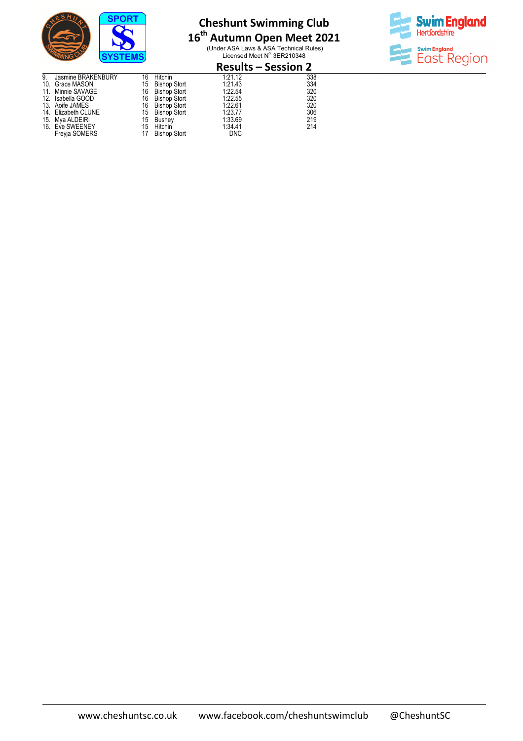# Cheshunt Swimming Club

## 16th Autumn Open Meet 2021

(Under ASA Laws & ASA Technical Rules)
Licensed Meet N° 3ER210348

## Results – Session 2

| | Name | Age | Club | Time | Points |
|---|---|---|---|---|---|
| 9. | Jasmine BRAKENBURY | 16 | Hitchin | 1:21.12 | 338 |
| 10. | Grace MASON | 15 | Bishop Stort | 1:21.43 | 334 |
| 11. | Minnie SAVAGE | 16 | Bishop Stort | 1:22.54 | 320 |
| 12. | Isabella GOOD | 16 | Bishop Stort | 1:22.55 | 320 |
| 13. | Aoife JAMES | 16 | Bishop Stort | 1:22.61 | 320 |
| 14. | Elizabeth CLUNE | 15 | Bishop Stort | 1:23.77 | 306 |
| 15. | Mya ALDEIRI | 15 | Bushey | 1:33.69 | 219 |
| 16. | Eve SWEENEY | 15 | Hitchin | 1:34.41 | 214 |
| | Freyja SOMERS | 17 | Bishop Stort | DNC | |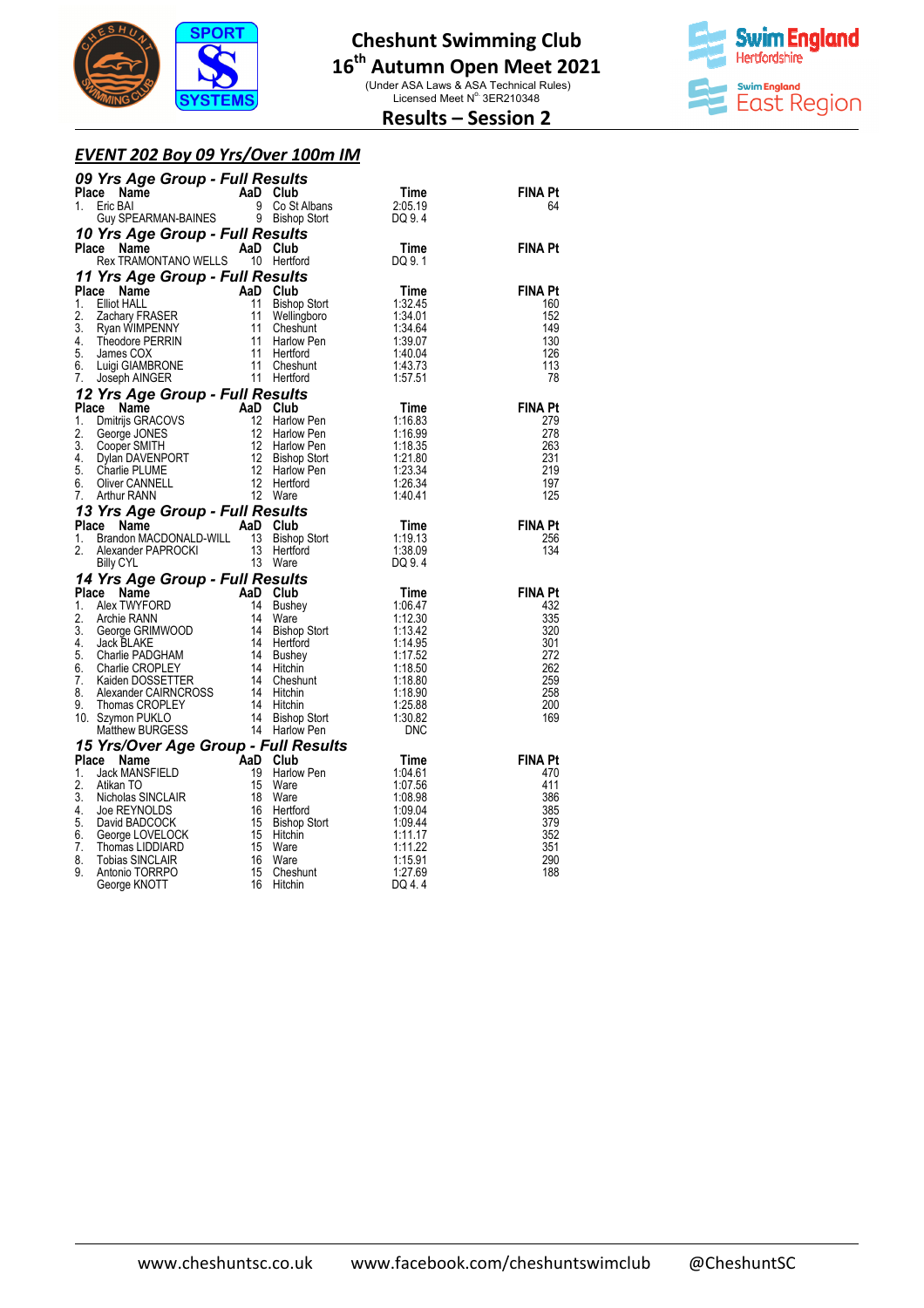# Cheshunt Swimming Club

## 16th Autumn Open Meet 2021

(Under ASA Laws & ASA Technical Rules)
Licensed Meet N° 3ER210348

## Results – Session 2

### *EVENT 202 Boy 09 Yrs/Over 100m IM*

#### *09 Yrs Age Group - Full Results*

| Place | Name | AaD | Club | Time | FINA Pt |
|---|---|---|---|---|---|
| 1. | Eric BAI | 9 | Co St Albans | 2:05.19 | 64 |
| | Guy SPEARMAN-BAINES | 9 | Bishop Stort | DQ 9. 4 | |

#### *10 Yrs Age Group - Full Results*

| Place | Name | AaD | Club | Time | FINA Pt |
|---|---|---|---|---|---|
| | Rex TRAMONTANO WELLS | 10 | Hertford | DQ 9. 1 | |

#### *11 Yrs Age Group - Full Results*

| Place | Name | AaD | Club | Time | FINA Pt |
|---|---|---|---|---|---|
| 1. | Elliot HALL | 11 | Bishop Stort | 1:32.45 | 160 |
| 2. | Zachary FRASER | 11 | Wellingboro | 1:34.01 | 152 |
| 3. | Ryan WIMPENNY | 11 | Cheshunt | 1:34.64 | 149 |
| 4. | Theodore PERRIN | 11 | Harlow Pen | 1:39.07 | 130 |
| 5. | James COX | 11 | Hertford | 1:40.04 | 126 |
| 6. | Luigi GIAMBRONE | 11 | Cheshunt | 1:43.73 | 113 |
| 7. | Joseph AINGER | 11 | Hertford | 1:57.51 | 78 |

#### *12 Yrs Age Group - Full Results*

| Place | Name | AaD | Club | Time | FINA Pt |
|---|---|---|---|---|---|
| 1. | Dmitrijs GRACOVS | 12 | Harlow Pen | 1:16.83 | 279 |
| 2. | George JONES | 12 | Harlow Pen | 1:16.99 | 278 |
| 3. | Cooper SMITH | 12 | Harlow Pen | 1:18.35 | 263 |
| 4. | Dylan DAVENPORT | 12 | Bishop Stort | 1:21.80 | 231 |
| 5. | Charlie PLUME | 12 | Harlow Pen | 1:23.34 | 219 |
| 6. | Oliver CANNELL | 12 | Hertford | 1:26.34 | 197 |
| 7. | Arthur RANN | 12 | Ware | 1:40.41 | 125 |

#### *13 Yrs Age Group - Full Results*

| Place | Name | AaD | Club | Time | FINA Pt |
|---|---|---|---|---|---|
| 1. | Brandon MACDONALD-WILL | 13 | Bishop Stort | 1:19.13 | 256 |
| 2. | Alexander PAPROCKI | 13 | Hertford | 1:38.09 | 134 |
| | Billy CYL | 13 | Ware | DQ 9. 4 | |

#### *14 Yrs Age Group - Full Results*

| Place | Name | AaD | Club | Time | FINA Pt |
|---|---|---|---|---|---|
| 1. | Alex TWYFORD | 14 | Bushey | 1:06.47 | 432 |
| 2. | Archie RANN | 14 | Ware | 1:12.30 | 335 |
| 3. | George GRIMWOOD | 14 | Bishop Stort | 1:13.42 | 320 |
| 4. | Jack BLAKE | 14 | Hertford | 1:14.95 | 301 |
| 5. | Charlie PADGHAM | 14 | Bushey | 1:17.52 | 272 |
| 6. | Charlie CROPLEY | 14 | Hitchin | 1:18.50 | 262 |
| 7. | Kaiden DOSSETTER | 14 | Cheshunt | 1:18.80 | 259 |
| 8. | Alexander CAIRNCROSS | 14 | Hitchin | 1:18.90 | 258 |
| 9. | Thomas CROPLEY | 14 | Hitchin | 1:25.88 | 200 |
| 10. | Szymon PUKLO | 14 | Bishop Stort | 1:30.82 | 169 |
| | Matthew BURGESS | 14 | Harlow Pen | DNC | |

#### *15 Yrs/Over Age Group - Full Results*

| Place | Name | AaD | Club | Time | FINA Pt |
|---|---|---|---|---|---|
| 1. | Jack MANSFIELD | 19 | Harlow Pen | 1:04.61 | 470 |
| 2. | Atikan TO | 15 | Ware | 1:07.56 | 411 |
| 3. | Nicholas SINCLAIR | 18 | Ware | 1:08.98 | 386 |
| 4. | Joe REYNOLDS | 16 | Hertford | 1:09.04 | 385 |
| 5. | David BADCOCK | 15 | Bishop Stort | 1:09.44 | 379 |
| 6. | George LOVELOCK | 15 | Hitchin | 1:11.17 | 352 |
| 7. | Thomas LIDDIARD | 15 | Ware | 1:11.22 | 351 |
| 8. | Tobias SINCLAIR | 16 | Ware | 1:15.91 | 290 |
| 9. | Antonio TORRPO | 15 | Cheshunt | 1:27.69 | 188 |
| | George KNOTT | 16 | Hitchin | DQ 4. 4 | |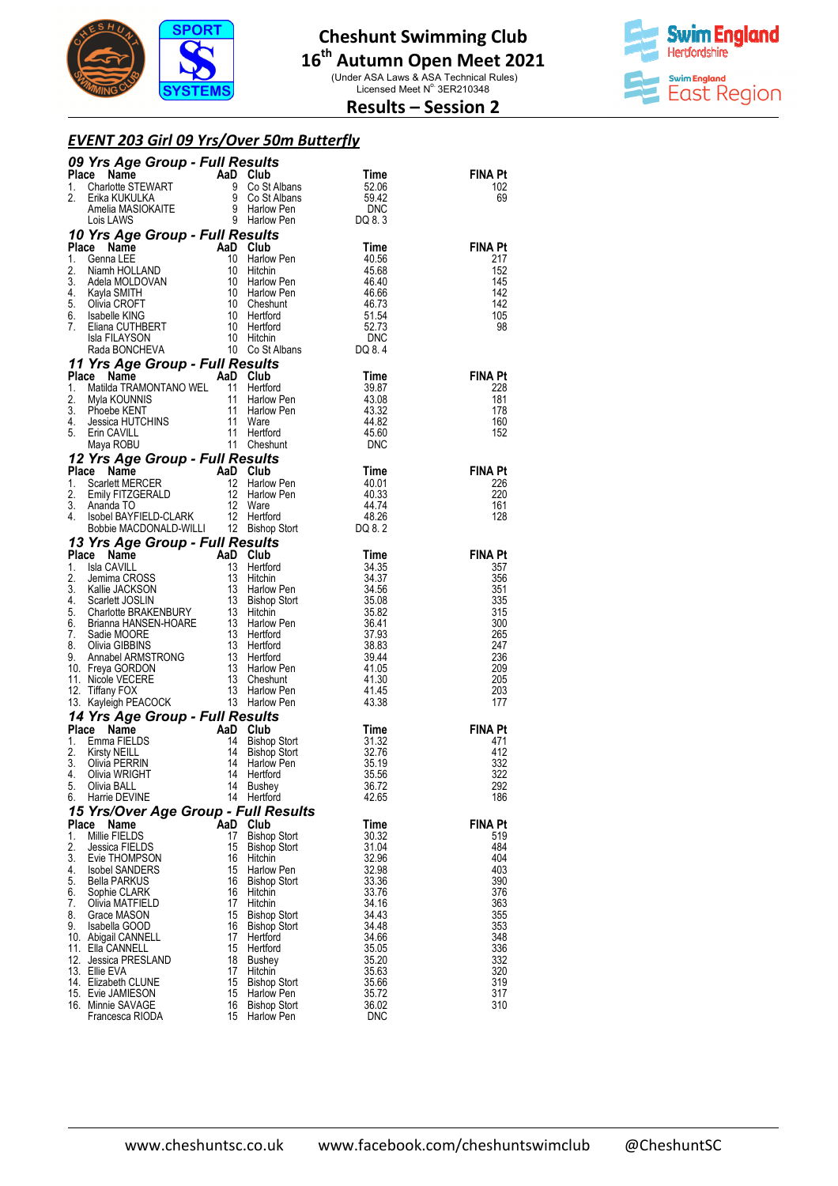# Cheshunt Swimming Club

## 16th Autumn Open Meet 2021

(Under ASA Laws & ASA Technical Rules)
Licensed Meet N° 3ER210348

## Results – Session 2

### EVENT 203 Girl 09 Yrs/Over 50m Butterfly

#### 09 Yrs Age Group - Full Results

| Place | Name | AaD | Club | Time | FINA Pt |
|---|---|---|---|---|---|
| 1. | Charlotte STEWART | 9 | Co St Albans | 52.06 | 102 |
| 2. | Erika KUKULKA | 9 | Co St Albans | 59.42 | 69 |
| | Amelia MASIOKAITE | 9 | Harlow Pen | DNC | |
| | Lois LAWS | 9 | Harlow Pen | DQ 8. 3 | |

#### 10 Yrs Age Group - Full Results

| Place | Name | AaD | Club | Time | FINA Pt |
|---|---|---|---|---|---|
| 1. | Genna LEE | 10 | Harlow Pen | 40.56 | 217 |
| 2. | Niamh HOLLAND | 10 | Hitchin | 45.68 | 152 |
| 3. | Adela MOLDOVAN | 10 | Harlow Pen | 46.40 | 145 |
| 4. | Kayla SMITH | 10 | Harlow Pen | 46.66 | 142 |
| 5. | Olivia CROFT | 10 | Cheshunt | 46.73 | 142 |
| 6. | Isabelle KING | 10 | Hertford | 51.54 | 105 |
| 7. | Eliana CUTHBERT | 10 | Hertford | 52.73 | 98 |
| | Isla FILAYSON | 10 | Hitchin | DNC | |
| | Rada BONCHEVA | 10 | Co St Albans | DQ 8. 4 | |

#### 11 Yrs Age Group - Full Results

| Place | Name | AaD | Club | Time | FINA Pt |
|---|---|---|---|---|---|
| 1. | Matilda TRAMONTANO WEL | 11 | Hertford | 39.87 | 228 |
| 2. | Myla KOUNNIS | 11 | Harlow Pen | 43.08 | 181 |
| 3. | Phoebe KENT | 11 | Harlow Pen | 43.32 | 178 |
| 4. | Jessica HUTCHINS | 11 | Ware | 44.82 | 160 |
| 5. | Erin CAVILL | 11 | Hertford | 45.60 | 152 |
| | Maya ROBU | 11 | Cheshunt | DNC | |

#### 12 Yrs Age Group - Full Results

| Place | Name | AaD | Club | Time | FINA Pt |
|---|---|---|---|---|---|
| 1. | Scarlett MERCER | 12 | Harlow Pen | 40.01 | 226 |
| 2. | Emily FITZGERALD | 12 | Harlow Pen | 40.33 | 220 |
| 3. | Ananda TO | 12 | Ware | 44.74 | 161 |
| 4. | Isobel BAYFIELD-CLARK | 12 | Hertford | 48.26 | 128 |
| | Bobbie MACDONALD-WILLI | 12 | Bishop Stort | DQ 8. 2 | |

#### 13 Yrs Age Group - Full Results

| Place | Name | AaD | Club | Time | FINA Pt |
|---|---|---|---|---|---|
| 1. | Isla CAVILL | 13 | Hertford | 34.35 | 357 |
| 2. | Jemima CROSS | 13 | Hitchin | 34.37 | 356 |
| 3. | Kallie JACKSON | 13 | Harlow Pen | 34.56 | 351 |
| 4. | Scarlett JOSLIN | 13 | Bishop Stort | 35.08 | 335 |
| 5. | Charlotte BRAKENBURY | 13 | Hitchin | 35.82 | 315 |
| 6. | Brianna HANSEN-HOARE | 13 | Harlow Pen | 36.41 | 300 |
| 7. | Sadie MOORE | 13 | Hertford | 37.93 | 265 |
| 8. | Olivia GIBBINS | 13 | Hertford | 38.83 | 247 |
| 9. | Annabel ARMSTRONG | 13 | Hertford | 39.44 | 236 |
| 10. | Freya GORDON | 13 | Harlow Pen | 41.05 | 209 |
| 11. | Nicole VECERE | 13 | Cheshunt | 41.30 | 205 |
| 12. | Tiffany FOX | 13 | Harlow Pen | 41.45 | 203 |
| 13. | Kayleigh PEACOCK | 13 | Harlow Pen | 43.38 | 177 |

#### 14 Yrs Age Group - Full Results

| Place | Name | AaD | Club | Time | FINA Pt |
|---|---|---|---|---|---|
| 1. | Emma FIELDS | 14 | Bishop Stort | 31.32 | 471 |
| 2. | Kirsty NEILL | 14 | Bishop Stort | 32.76 | 412 |
| 3. | Olivia PERRIN | 14 | Harlow Pen | 35.19 | 332 |
| 4. | Olivia WRIGHT | 14 | Hertford | 35.56 | 322 |
| 5. | Olivia BALL | 14 | Bushey | 36.72 | 292 |
| 6. | Harrie DEVINE | 14 | Hertford | 42.65 | 186 |

#### 15 Yrs/Over Age Group - Full Results

| Place | Name | AaD | Club | Time | FINA Pt |
|---|---|---|---|---|---|
| 1. | Millie FIELDS | 17 | Bishop Stort | 30.32 | 519 |
| 2. | Jessica FIELDS | 15 | Bishop Stort | 31.04 | 484 |
| 3. | Evie THOMPSON | 16 | Hitchin | 32.96 | 404 |
| 4. | Isobel SANDERS | 15 | Harlow Pen | 32.98 | 403 |
| 5. | Bella PARKUS | 16 | Bishop Stort | 33.36 | 390 |
| 6. | Sophie CLARK | 16 | Hitchin | 33.76 | 376 |
| 7. | Olivia MATFIELD | 17 | Hitchin | 34.16 | 363 |
| 8. | Grace MASON | 15 | Bishop Stort | 34.43 | 355 |
| 9. | Isabella GOOD | 16 | Bishop Stort | 34.48 | 353 |
| 10. | Abigail CANNELL | 17 | Hertford | 34.66 | 348 |
| 11. | Ella CANNELL | 15 | Hertford | 35.05 | 336 |
| 12. | Jessica PRESLAND | 18 | Bushey | 35.20 | 332 |
| 13. | Ellie EVA | 17 | Hitchin | 35.63 | 320 |
| 14. | Elizabeth CLUNE | 15 | Bishop Stort | 35.66 | 319 |
| 15. | Evie JAMIESON | 15 | Harlow Pen | 35.72 | 317 |
| 16. | Minnie SAVAGE | 16 | Bishop Stort | 36.02 | 310 |
| | Francesca RIODA | 15 | Harlow Pen | DNC | |

www.cheshuntsc.co.uk www.facebook.com/cheshuntswimclub @CheshuntSC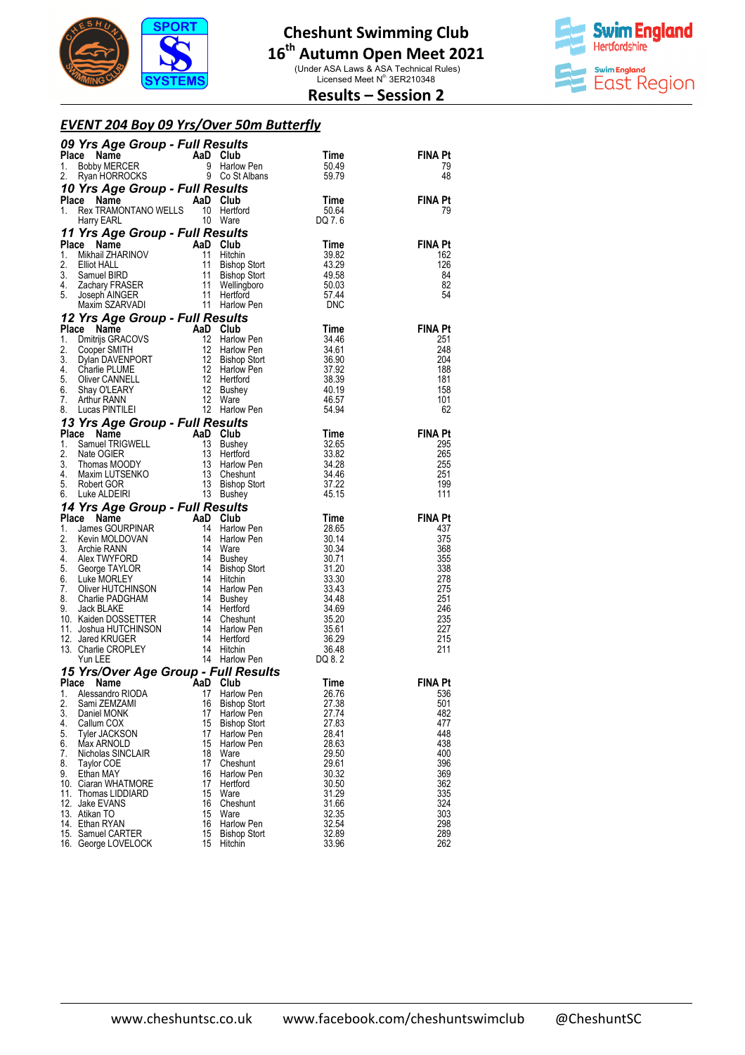# Cheshunt Swimming Club

## 16th Autumn Open Meet 2021

(Under ASA Laws & ASA Technical Rules)
Licensed Meet N° 3ER210348

## Results – Session 2

### EVENT 204 Boy 09 Yrs/Over 50m Butterfly

#### 09 Yrs Age Group - Full Results

| Place | Name | AaD | Club | Time | FINA Pt |
|---|---|---|---|---|---|
| 1. | Bobby MERCER | 9 | Harlow Pen | 50.49 | 79 |
| 2. | Ryan HORROCKS | 9 | Co St Albans | 59.79 | 48 |

#### 10 Yrs Age Group - Full Results

| Place | Name | AaD | Club | Time | FINA Pt |
|---|---|---|---|---|---|
| 1. | Rex TRAMONTANO WELLS | 10 | Hertford | 50.64 | 79 |
| | Harry EARL | 10 | Ware | DQ 7. 6 | |

#### 11 Yrs Age Group - Full Results

| Place | Name | AaD | Club | Time | FINA Pt |
|---|---|---|---|---|---|
| 1. | Mikhail ZHARINOV | 11 | Hitchin | 39.82 | 162 |
| 2. | Elliot HALL | 11 | Bishop Stort | 43.29 | 126 |
| 3. | Samuel BIRD | 11 | Bishop Stort | 49.58 | 84 |
| 4. | Zachary FRASER | 11 | Wellingboro | 50.03 | 82 |
| 5. | Joseph AINGER | 11 | Hertford | 57.44 | 54 |
| | Maxim SZARVADI | 11 | Harlow Pen | DNC | |

#### 12 Yrs Age Group - Full Results

| Place | Name | AaD | Club | Time | FINA Pt |
|---|---|---|---|---|---|
| 1. | Dmitrijs GRACOVS | 12 | Harlow Pen | 34.46 | 251 |
| 2. | Cooper SMITH | 12 | Harlow Pen | 34.61 | 248 |
| 3. | Dylan DAVENPORT | 12 | Bishop Stort | 36.90 | 204 |
| 4. | Charlie PLUME | 12 | Harlow Pen | 37.92 | 188 |
| 5. | Oliver CANNELL | 12 | Hertford | 38.39 | 181 |
| 6. | Shay O'LEARY | 12 | Bushey | 40.19 | 158 |
| 7. | Arthur RANN | 12 | Ware | 46.57 | 101 |
| 8. | Lucas PINTILEI | 12 | Harlow Pen | 54.94 | 62 |

#### 13 Yrs Age Group - Full Results

| Place | Name | AaD | Club | Time | FINA Pt |
|---|---|---|---|---|---|
| 1. | Samuel TRIGWELL | 13 | Bushey | 32.65 | 295 |
| 2. | Nate OGIER | 13 | Hertford | 33.82 | 265 |
| 3. | Thomas MOODY | 13 | Harlow Pen | 34.28 | 255 |
| 4. | Maxim LUTSENKO | 13 | Cheshunt | 34.46 | 251 |
| 5. | Robert GOR | 13 | Bishop Stort | 37.22 | 199 |
| 6. | Luke ALDEIRI | 13 | Bushey | 45.15 | 111 |

#### 14 Yrs Age Group - Full Results

| Place | Name | AaD | Club | Time | FINA Pt |
|---|---|---|---|---|---|
| 1. | James GOURPINAR | 14 | Harlow Pen | 28.65 | 437 |
| 2. | Kevin MOLDOVAN | 14 | Harlow Pen | 30.14 | 375 |
| 3. | Archie RANN | 14 | Ware | 30.34 | 368 |
| 4. | Alex TWYFORD | 14 | Bushey | 30.71 | 355 |
| 5. | George TAYLOR | 14 | Bishop Stort | 31.20 | 338 |
| 6. | Luke MORLEY | 14 | Hitchin | 33.30 | 278 |
| 7. | Oliver HUTCHINSON | 14 | Harlow Pen | 33.43 | 275 |
| 8. | Charlie PADGHAM | 14 | Bushey | 34.48 | 251 |
| 9. | Jack BLAKE | 14 | Hertford | 34.69 | 246 |
| 10. | Kaiden DOSSETTER | 14 | Cheshunt | 35.20 | 235 |
| 11. | Joshua HUTCHINSON | 14 | Harlow Pen | 35.61 | 227 |
| 12. | Jared KRUGER | 14 | Hertford | 36.29 | 215 |
| 13. | Charlie CROPLEY | 14 | Hitchin | 36.48 | 211 |
| | Yun LEE | 14 | Harlow Pen | DQ 8. 2 | |

#### 15 Yrs/Over Age Group - Full Results

| Place | Name | AaD | Club | Time | FINA Pt |
|---|---|---|---|---|---|
| 1. | Alessandro RIODA | 17 | Harlow Pen | 26.76 | 536 |
| 2. | Sami ZEMZAMI | 16 | Bishop Stort | 27.38 | 501 |
| 3. | Daniel MONK | 17 | Harlow Pen | 27.74 | 482 |
| 4. | Callum COX | 15 | Bishop Stort | 27.83 | 477 |
| 5. | Tyler JACKSON | 17 | Harlow Pen | 28.41 | 448 |
| 6. | Max ARNOLD | 15 | Harlow Pen | 28.63 | 438 |
| 7. | Nicholas SINCLAIR | 18 | Ware | 29.50 | 400 |
| 8. | Taylor COE | 17 | Cheshunt | 29.61 | 396 |
| 9. | Ethan MAY | 16 | Harlow Pen | 30.32 | 369 |
| 10. | Ciaran WHATMORE | 17 | Hertford | 30.50 | 362 |
| 11. | Thomas LIDDIARD | 15 | Ware | 31.29 | 335 |
| 12. | Jake EVANS | 16 | Cheshunt | 31.66 | 324 |
| 13. | Atikan TO | 15 | Ware | 32.35 | 303 |
| 14. | Ethan RYAN | 16 | Harlow Pen | 32.54 | 298 |
| 15. | Samuel CARTER | 15 | Bishop Stort | 32.89 | 289 |
| 16. | George LOVELOCK | 15 | Hitchin | 33.96 | 262 |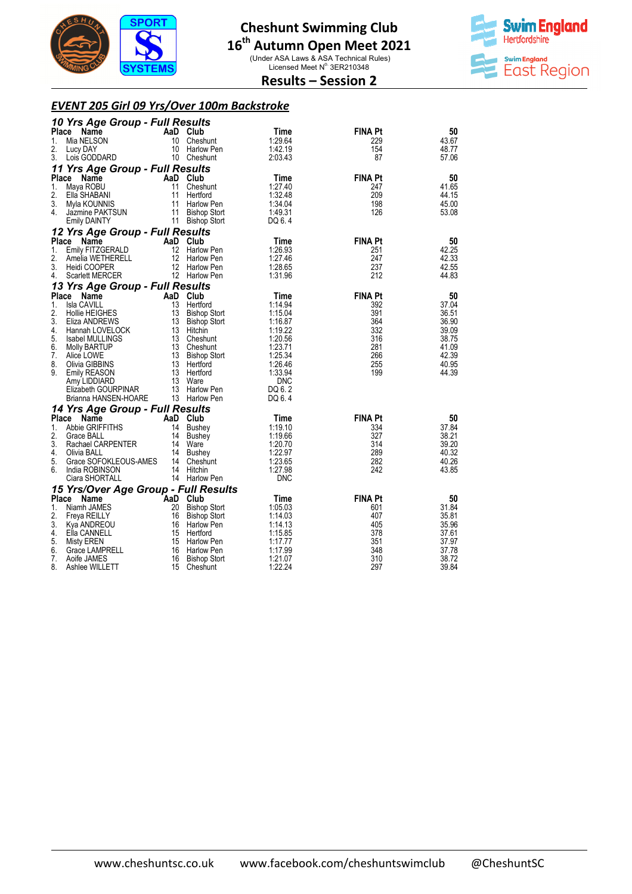# Cheshunt Swimming Club

## 16th Autumn Open Meet 2021

(Under ASA Laws & ASA Technical Rules)
Licensed Meet N° 3ER210348

## Results – Session 2

### *EVENT 205 Girl 09 Yrs/Over 100m Backstroke*

#### *10 Yrs Age Group - Full Results*

| Place | Name | AaD | Club | Time | FINA Pt | 50 |
|---|---|---|---|---|---|---|
| 1. | Mia NELSON | 10 | Cheshunt | 1:29.64 | 229 | 43.67 |
| 2. | Lucy DAY | 10 | Harlow Pen | 1:42.19 | 154 | 48.77 |
| 3. | Lois GODDARD | 10 | Cheshunt | 2:03.43 | 87 | 57.06 |

#### *11 Yrs Age Group - Full Results*

| Place | Name | AaD | Club | Time | FINA Pt | 50 |
|---|---|---|---|---|---|---|
| 1. | Maya ROBU | 11 | Cheshunt | 1:27.40 | 247 | 41.65 |
| 2. | Ella SHABANI | 11 | Hertford | 1:32.48 | 209 | 44.15 |
| 3. | Myla KOUNNIS | 11 | Harlow Pen | 1:34.04 | 198 | 45.00 |
| 4. | Jazmine PAKTSUN | 11 | Bishop Stort | 1:49.31 | 126 | 53.08 |
| | Emily DAINTY | 11 | Bishop Stort | DQ 6. 4 | | |

#### *12 Yrs Age Group - Full Results*

| Place | Name | AaD | Club | Time | FINA Pt | 50 |
|---|---|---|---|---|---|---|
| 1. | Emily FITZGERALD | 12 | Harlow Pen | 1:26.93 | 251 | 42.25 |
| 2. | Amelia WETHERELL | 12 | Harlow Pen | 1:27.46 | 247 | 42.33 |
| 3. | Heidi COOPER | 12 | Harlow Pen | 1:28.65 | 237 | 42.55 |
| 4. | Scarlett MERCER | 12 | Harlow Pen | 1:31.96 | 212 | 44.83 |

#### *13 Yrs Age Group - Full Results*

| Place | Name | AaD | Club | Time | FINA Pt | 50 |
|---|---|---|---|---|---|---|
| 1. | Isla CAVILL | 13 | Hertford | 1:14.94 | 392 | 37.04 |
| 2. | Hollie HEIGHES | 13 | Bishop Stort | 1:15.04 | 391 | 36.51 |
| 3. | Eliza ANDREWS | 13 | Bishop Stort | 1:16.87 | 364 | 36.90 |
| 4. | Hannah LOVELOCK | 13 | Hitchin | 1:19.22 | 332 | 39.09 |
| 5. | Isabel MULLINGS | 13 | Cheshunt | 1:20.56 | 316 | 38.75 |
| 6. | Molly BARTUP | 13 | Cheshunt | 1:23.71 | 281 | 41.09 |
| 7. | Alice LOWE | 13 | Bishop Stort | 1:25.34 | 266 | 42.39 |
| 8. | Olivia GIBBINS | 13 | Hertford | 1:26.46 | 255 | 40.95 |
| 9. | Emily REASON | 13 | Hertford | 1:33.94 | 199 | 44.39 |
| | Amy LIDDIARD | 13 | Ware | DNC | | |
| | Elizabeth GOURPINAR | 13 | Harlow Pen | DQ 6. 2 | | |
| | Brianna HANSEN-HOARE | 13 | Harlow Pen | DQ 6. 4 | | |

#### *14 Yrs Age Group - Full Results*

| Place | Name | AaD | Club | Time | FINA Pt | 50 |
|---|---|---|---|---|---|---|
| 1. | Abbie GRIFFITHS | 14 | Bushey | 1:19.10 | 334 | 37.84 |
| 2. | Grace BALL | 14 | Bushey | 1:19.66 | 327 | 38.21 |
| 3. | Rachael CARPENTER | 14 | Ware | 1:20.70 | 314 | 39.20 |
| 4. | Olivia BALL | 14 | Bushey | 1:22.97 | 289 | 40.32 |
| 5. | Grace SOFOKLEOUS-AMES | 14 | Cheshunt | 1:23.65 | 282 | 40.26 |
| 6. | India ROBINSON | 14 | Hitchin | 1:27.98 | 242 | 43.85 |
| | Ciara SHORTALL | 14 | Harlow Pen | DNC | | |

#### *15 Yrs/Over Age Group - Full Results*

| Place | Name | AaD | Club | Time | FINA Pt | 50 |
|---|---|---|---|---|---|---|
| 1. | Niamh JAMES | 20 | Bishop Stort | 1:05.03 | 601 | 31.84 |
| 2. | Freya REILLY | 16 | Bishop Stort | 1:14.03 | 407 | 35.81 |
| 3. | Kya ANDREOU | 16 | Harlow Pen | 1:14.13 | 405 | 35.96 |
| 4. | Ella CANNELL | 15 | Hertford | 1:15.85 | 378 | 37.61 |
| 5. | Misty EREN | 15 | Harlow Pen | 1:17.77 | 351 | 37.97 |
| 6. | Grace LAMPRELL | 16 | Harlow Pen | 1:17.99 | 348 | 37.78 |
| 7. | Aoife JAMES | 16 | Bishop Stort | 1:21.07 | 310 | 38.72 |
| 8. | Ashlee WILLETT | 15 | Cheshunt | 1:22.24 | 297 | 39.84 |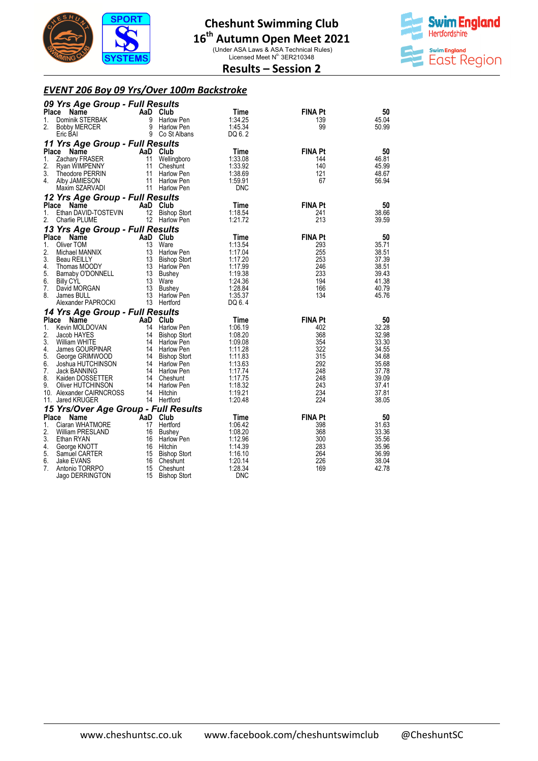# Cheshunt Swimming Club

## 16th Autumn Open Meet 2021

(Under ASA Laws & ASA Technical Rules)
Licensed Meet N° 3ER210348

## Results – Session 2

### EVENT 206 Boy 09 Yrs/Over 100m Backstroke

#### 09 Yrs Age Group - Full Results

| Place | Name | AaD | Club | Time | FINA Pt | 50 |
|---|---|---|---|---|---|---|
| 1. | Dominik STERBAK | 9 | Harlow Pen | 1:34.25 | 139 | 45.04 |
| 2. | Bobby MERCER | 9 | Harlow Pen | 1:45.34 | 99 | 50.99 |
| | Eric BAI | 9 | Co St Albans | DQ 6. 2 | | |

#### 11 Yrs Age Group - Full Results

| Place | Name | AaD | Club | Time | FINA Pt | 50 |
|---|---|---|---|---|---|---|
| 1. | Zachary FRASER | 11 | Wellingboro | 1:33.08 | 144 | 46.81 |
| 2. | Ryan WIMPENNY | 11 | Cheshunt | 1:33.92 | 140 | 45.99 |
| 3. | Theodore PERRIN | 11 | Harlow Pen | 1:38.69 | 121 | 48.67 |
| 4. | Alby JAMIESON | 11 | Harlow Pen | 1:59.91 | 67 | 56.94 |
| | Maxim SZARVADI | 11 | Harlow Pen | DNC | | |

#### 12 Yrs Age Group - Full Results

| Place | Name | AaD | Club | Time | FINA Pt | 50 |
|---|---|---|---|---|---|---|
| 1. | Ethan DAVID-TOSTEVIN | 12 | Bishop Stort | 1:18.54 | 241 | 38.66 |
| 2. | Charlie PLUME | 12 | Harlow Pen | 1:21.72 | 213 | 39.59 |

#### 13 Yrs Age Group - Full Results

| Place | Name | AaD | Club | Time | FINA Pt | 50 |
|---|---|---|---|---|---|---|
| 1. | Oliver TOM | 13 | Ware | 1:13.54 | 293 | 35.71 |
| 2. | Michael MANNIX | 13 | Harlow Pen | 1:17.04 | 255 | 38.51 |
| 3. | Beau REILLY | 13 | Bishop Stort | 1:17.20 | 253 | 37.39 |
| 4. | Thomas MOODY | 13 | Harlow Pen | 1:17.99 | 246 | 38.51 |
| 5. | Barnaby O'DONNELL | 13 | Bushey | 1:19.38 | 233 | 39.43 |
| 6. | Billy CYL | 13 | Ware | 1:24.36 | 194 | 41.38 |
| 7. | David MORGAN | 13 | Bushey | 1:28.84 | 166 | 40.79 |
| 8. | James BULL | 13 | Harlow Pen | 1:35.37 | 134 | 45.76 |
| | Alexander PAPROCKI | 13 | Hertford | DQ 6. 4 | | |

#### 14 Yrs Age Group - Full Results

| Place | Name | AaD | Club | Time | FINA Pt | 50 |
|---|---|---|---|---|---|---|
| 1. | Kevin MOLDOVAN | 14 | Harlow Pen | 1:06.19 | 402 | 32.28 |
| 2. | Jacob HAYES | 14 | Bishop Stort | 1:08.20 | 368 | 32.98 |
| 3. | William WHITE | 14 | Harlow Pen | 1:09.08 | 354 | 33.30 |
| 4. | James GOURPINAR | 14 | Harlow Pen | 1:11.28 | 322 | 34.55 |
| 5. | George GRIMWOOD | 14 | Bishop Stort | 1:11.83 | 315 | 34.68 |
| 6. | Joshua HUTCHINSON | 14 | Harlow Pen | 1:13.63 | 292 | 35.68 |
| 7. | Jack BANNING | 14 | Harlow Pen | 1:17.74 | 248 | 37.78 |
| 8. | Kaiden DOSSETTER | 14 | Cheshunt | 1:17.75 | 248 | 39.09 |
| 9. | Oliver HUTCHINSON | 14 | Harlow Pen | 1:18.32 | 243 | 37.41 |
| 10. | Alexander CAIRNCROSS | 14 | Hitchin | 1:19.21 | 234 | 37.81 |
| 11. | Jared KRUGER | 14 | Hertford | 1:20.48 | 224 | 38.05 |

#### 15 Yrs/Over Age Group - Full Results

| Place | Name | AaD | Club | Time | FINA Pt | 50 |
|---|---|---|---|---|---|---|
| 1. | Ciaran WHATMORE | 17 | Hertford | 1:06.42 | 398 | 31.63 |
| 2. | William PRESLAND | 16 | Bushey | 1:08.20 | 368 | 33.36 |
| 3. | Ethan RYAN | 16 | Harlow Pen | 1:12.96 | 300 | 35.56 |
| 4. | George KNOTT | 16 | Hitchin | 1:14.39 | 283 | 35.96 |
| 5. | Samuel CARTER | 15 | Bishop Stort | 1:16.10 | 264 | 36.99 |
| 6. | Jake EVANS | 16 | Cheshunt | 1:20.14 | 226 | 38.04 |
| 7. | Antonio TORRPO | 15 | Cheshunt | 1:28.34 | 169 | 42.78 |
| | Jago DERRINGTON | 15 | Bishop Stort | DNC | | |

www.cheshuntsc.co.uk www.facebook.com/cheshuntswimclub @CheshuntSC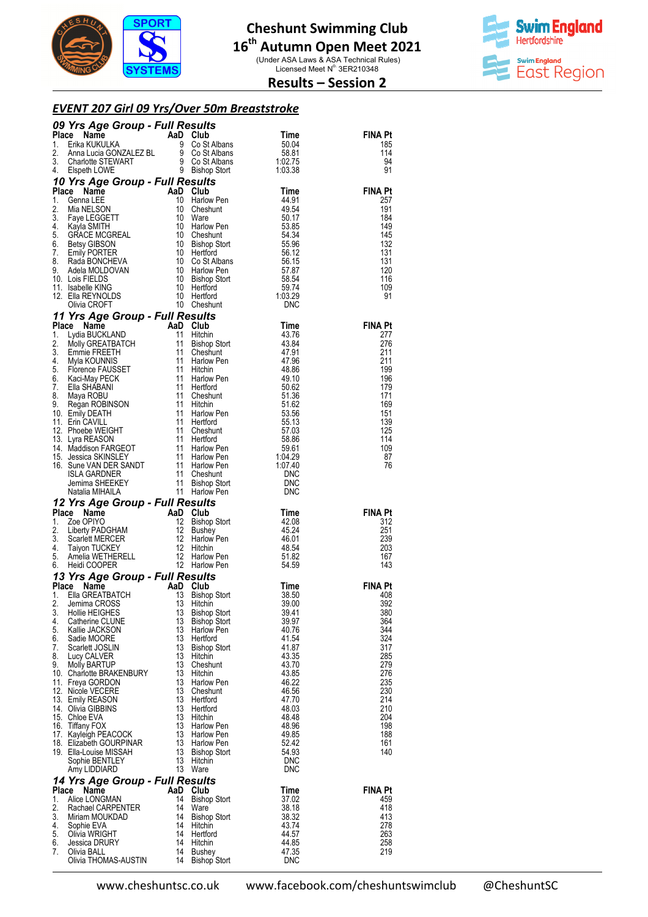# Cheshunt Swimming Club
## 16th Autumn Open Meet 2021
(Under ASA Laws & ASA Technical Rules)
Licensed Meet N° 3ER210348

## Results – Session 2

### EVENT 207 Girl 09 Yrs/Over 50m Breaststroke

#### 09 Yrs Age Group - Full Results

| Place | Name | AaD | Club | Time | FINA Pt |
|---|---|---|---|---|---|
| 1. | Erika KUKULKA | 9 | Co St Albans | 50.04 | 185 |
| 2. | Anna Lucia GONZALEZ BL | 9 | Co St Albans | 58.81 | 114 |
| 3. | Charlotte STEWART | 9 | Co St Albans | 1:02.75 | 94 |
| 4. | Elspeth LOWE | 9 | Bishop Stort | 1:03.38 | 91 |

#### 10 Yrs Age Group - Full Results

| Place | Name | AaD | Club | Time | FINA Pt |
|---|---|---|---|---|---|
| 1. | Genna LEE | 10 | Harlow Pen | 44.91 | 257 |
| 2. | Mia NELSON | 10 | Cheshunt | 49.54 | 191 |
| 3. | Faye LEGGETT | 10 | Ware | 50.17 | 184 |
| 4. | Kayla SMITH | 10 | Harlow Pen | 53.85 | 149 |
| 5. | GRACE MCGREAL | 10 | Cheshunt | 54.34 | 145 |
| 6. | Betsy GIBSON | 10 | Bishop Stort | 55.96 | 132 |
| 7. | Emily PORTER | 10 | Hertford | 56.12 | 131 |
| 8. | Rada BONCHEVA | 10 | Co St Albans | 56.15 | 131 |
| 9. | Adela MOLDOVAN | 10 | Harlow Pen | 57.87 | 120 |
| 10. | Lois FIELDS | 10 | Bishop Stort | 58.54 | 116 |
| 11. | Isabelle KING | 10 | Hertford | 59.74 | 109 |
| 12. | Ella REYNOLDS | 10 | Hertford | 1:03.29 | 91 |
| | Olivia CROFT | 10 | Cheshunt | DNC | |

#### 11 Yrs Age Group - Full Results

| Place | Name | AaD | Club | Time | FINA Pt |
|---|---|---|---|---|---|
| 1. | Lydia BUCKLAND | 11 | Hitchin | 43.76 | 277 |
| 2. | Molly GREATBATCH | 11 | Bishop Stort | 43.84 | 276 |
| 3. | Emmie FREETH | 11 | Cheshunt | 47.91 | 211 |
| 4. | Myla KOUNNIS | 11 | Harlow Pen | 47.96 | 211 |
| 5. | Florence FAUSSET | 11 | Hitchin | 48.86 | 199 |
| 6. | Kaci-May PECK | 11 | Harlow Pen | 49.10 | 196 |
| 7. | Ella SHABANI | 11 | Hertford | 50.62 | 179 |
| 8. | Maya ROBU | 11 | Cheshunt | 51.36 | 171 |
| 9. | Regan ROBINSON | 11 | Hitchin | 51.62 | 169 |
| 10. | Emily DEATH | 11 | Harlow Pen | 53.56 | 151 |
| 11. | Erin CAVILL | 11 | Hertford | 55.13 | 139 |
| 12. | Phoebe WEIGHT | 11 | Cheshunt | 57.03 | 125 |
| 13. | Lyra REASON | 11 | Hertford | 58.86 | 114 |
| 14. | Maddison FARGEOT | 11 | Harlow Pen | 59.61 | 109 |
| 15. | Jessica SKINSLEY | 11 | Harlow Pen | 1:04.29 | 87 |
| 16. | Sune VAN DER SANDT | 11 | Harlow Pen | 1:07.40 | 76 |
| | ISLA GARDNER | 11 | Cheshunt | DNC | |
| | Jemima SHEEKEY | 11 | Bishop Stort | DNC | |
| | Natalia MIHAILA | 11 | Harlow Pen | DNC | |

#### 12 Yrs Age Group - Full Results

| Place | Name | AaD | Club | Time | FINA Pt |
|---|---|---|---|---|---|
| 1. | Zoe OPIYO | 12 | Bishop Stort | 42.08 | 312 |
| 2. | Liberty PADGHAM | 12 | Bushey | 45.24 | 251 |
| 3. | Scarlett MERCER | 12 | Harlow Pen | 46.01 | 239 |
| 4. | Taiyon TUCKEY | 12 | Hitchin | 48.54 | 203 |
| 5. | Amelia WETHERELL | 12 | Harlow Pen | 51.82 | 167 |
| 6. | Heidi COOPER | 12 | Harlow Pen | 54.59 | 143 |

#### 13 Yrs Age Group - Full Results

| Place | Name | AaD | Club | Time | FINA Pt |
|---|---|---|---|---|---|
| 1. | Ella GREATBATCH | 13 | Bishop Stort | 38.50 | 408 |
| 2. | Jemima CROSS | 13 | Hitchin | 39.00 | 392 |
| 3. | Hollie HEIGHES | 13 | Bishop Stort | 39.41 | 380 |
| 4. | Catherine CLUNE | 13 | Bishop Stort | 39.97 | 364 |
| 5. | Kallie JACKSON | 13 | Harlow Pen | 40.76 | 344 |
| 6. | Sadie MOORE | 13 | Hertford | 41.54 | 324 |
| 7. | Scarlett JOSLIN | 13 | Bishop Stort | 41.87 | 317 |
| 8. | Lucy CALVER | 13 | Hitchin | 43.35 | 285 |
| 9. | Molly BARTUP | 13 | Cheshunt | 43.70 | 279 |
| 10. | Charlotte BRAKENBURY | 13 | Hitchin | 43.85 | 276 |
| 11. | Freya GORDON | 13 | Harlow Pen | 46.22 | 235 |
| 12. | Nicole VECERE | 13 | Cheshunt | 46.56 | 230 |
| 13. | Emily REASON | 13 | Hertford | 47.70 | 214 |
| 14. | Olivia GIBBINS | 13 | Hertford | 48.03 | 210 |
| 15. | Chloe EVA | 13 | Hitchin | 48.48 | 204 |
| 16. | Tiffany FOX | 13 | Harlow Pen | 48.96 | 198 |
| 17. | Kayleigh PEACOCK | 13 | Harlow Pen | 49.85 | 188 |
| 18. | Elizabeth GOURPINAR | 13 | Harlow Pen | 52.42 | 161 |
| 19. | Ella-Louise MISSAH | 13 | Bishop Stort | 54.93 | 140 |
| | Sophie BENTLEY | 13 | Hitchin | DNC | |
| | Amy LIDDIARD | 13 | Ware | DNC | |

#### 14 Yrs Age Group - Full Results

| Place | Name | AaD | Club | Time | FINA Pt |
|---|---|---|---|---|---|
| 1. | Alice LONGMAN | 14 | Bishop Stort | 37.02 | 459 |
| 2. | Rachael CARPENTER | 14 | Ware | 38.18 | 418 |
| 3. | Miriam MOUKDAD | 14 | Bishop Stort | 38.32 | 413 |
| 4. | Sophie EVA | 14 | Hitchin | 43.74 | 278 |
| 5. | Olivia WRIGHT | 14 | Hertford | 44.57 | 263 |
| 6. | Jessica DRURY | 14 | Hitchin | 44.85 | 258 |
| 7. | Olivia BALL | 14 | Bushey | 47.35 | 219 |
| | Olivia THOMAS-AUSTIN | 14 | Bishop Stort | DNC | |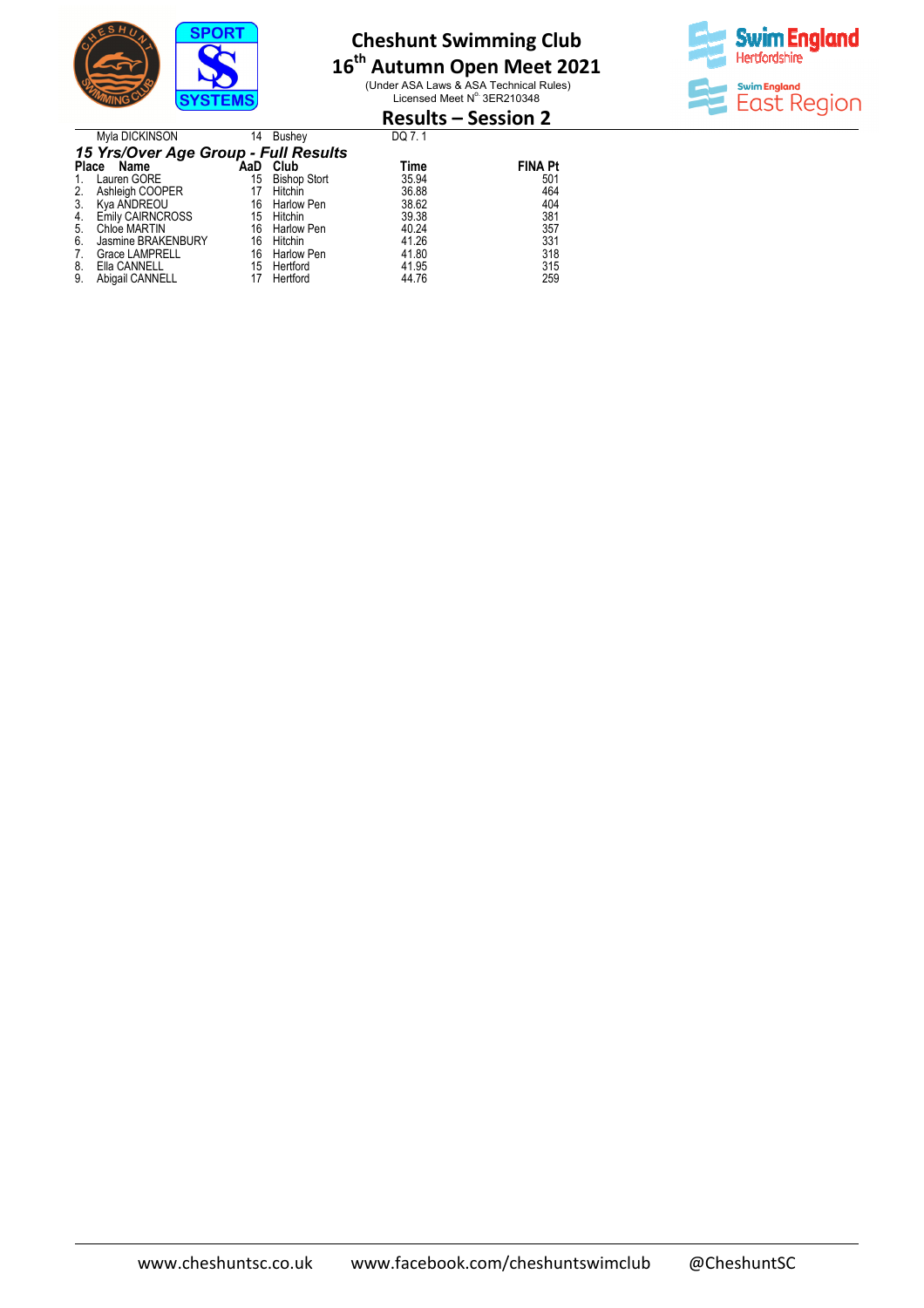# Cheshunt Swimming Club

## 16th Autumn Open Meet 2021

(Under ASA Laws & ASA Technical Rules)
Licensed Meet N° 3ER210348

## Results – Session 2

| | Name | AaD | Club | Time | |
|---|---|---|---|---|---|
| | Myla DICKINSON | 14 | Bushey | DQ 7. 1 | |

### *15 Yrs/Over Age Group - Full Results*

| Place | Name | AaD | Club | Time | FINA Pt |
|---|---|---|---|---|---|
| 1. | Lauren GORE | 15 | Bishop Stort | 35.94 | 501 |
| 2. | Ashleigh COOPER | 17 | Hitchin | 36.88 | 464 |
| 3. | Kya ANDREOU | 16 | Harlow Pen | 38.62 | 404 |
| 4. | Emily CAIRNCROSS | 15 | Hitchin | 39.38 | 381 |
| 5. | Chloe MARTIN | 16 | Harlow Pen | 40.24 | 357 |
| 6. | Jasmine BRAKENBURY | 16 | Hitchin | 41.26 | 331 |
| 7. | Grace LAMPRELL | 16 | Harlow Pen | 41.80 | 318 |
| 8. | Ella CANNELL | 15 | Hertford | 41.95 | 315 |
| 9. | Abigail CANNELL | 17 | Hertford | 44.76 | 259 |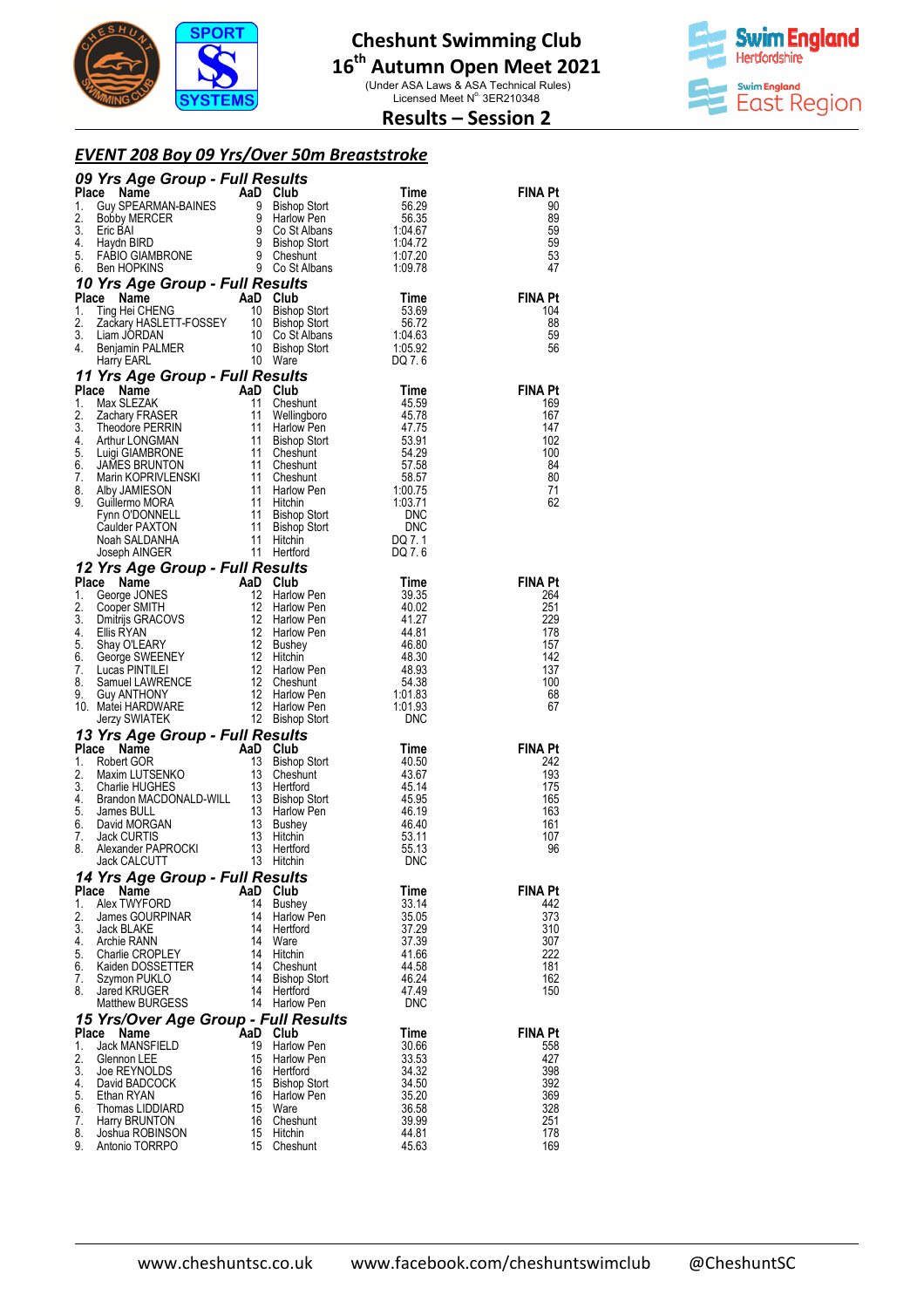# Cheshunt Swimming Club

## 16th Autumn Open Meet 2021

(Under ASA Laws & ASA Technical Rules)
Licensed Meet N° 3ER210348

## Results – Session 2

### *EVENT 208 Boy 09 Yrs/Over 50m Breaststroke*

#### *09 Yrs Age Group - Full Results*

| Place | Name | AaD | Club | Time | FINA Pt |
|---|---|---|---|---|---|
| 1. | Guy SPEARMAN-BAINES | 9 | Bishop Stort | 56.29 | 90 |
| 2. | Bobby MERCER | 9 | Harlow Pen | 56.35 | 89 |
| 3. | Eric BAI | 9 | Co St Albans | 1:04.67 | 59 |
| 4. | Haydn BIRD | 9 | Bishop Stort | 1:04.72 | 59 |
| 5. | FABIO GIAMBRONE | 9 | Cheshunt | 1:07.20 | 53 |
| 6. | Ben HOPKINS | 9 | Co St Albans | 1:09.78 | 47 |

#### *10 Yrs Age Group - Full Results*

| Place | Name | AaD | Club | Time | FINA Pt |
|---|---|---|---|---|---|
| 1. | Ting Hei CHENG | 10 | Bishop Stort | 53.69 | 104 |
| 2. | Zackary HASLETT-FOSSEY | 10 | Bishop Stort | 56.72 | 88 |
| 3. | Liam JORDAN | 10 | Co St Albans | 1:04.63 | 59 |
| 4. | Benjamin PALMER | 10 | Bishop Stort | 1:05.92 | 56 |
| | Harry EARL | 10 | Ware | DQ 7. 6 | |

#### *11 Yrs Age Group - Full Results*

| Place | Name | AaD | Club | Time | FINA Pt |
|---|---|---|---|---|---|
| 1. | Max SLEZAK | 11 | Cheshunt | 45.59 | 169 |
| 2. | Zachary FRASER | 11 | Wellingboro | 45.78 | 167 |
| 3. | Theodore PERRIN | 11 | Harlow Pen | 47.75 | 147 |
| 4. | Arthur LONGMAN | 11 | Bishop Stort | 53.91 | 102 |
| 5. | Luigi GIAMBRONE | 11 | Cheshunt | 54.29 | 100 |
| 6. | JAMES BRUNTON | 11 | Cheshunt | 57.58 | 84 |
| 7. | Marin KOPRIVLENSKI | 11 | Cheshunt | 58.57 | 80 |
| 8. | Alby JAMIESON | 11 | Harlow Pen | 1:00.75 | 71 |
| 9. | Guillermo MORA | 11 | Hitchin | 1:03.71 | 62 |
| | Fynn O'DONNELL | 11 | Bishop Stort | DNC | |
| | Caulder PAXTON | 11 | Bishop Stort | DNC | |
| | Noah SALDANHA | 11 | Hitchin | DQ 7. 1 | |
| | Joseph AINGER | 11 | Hertford | DQ 7. 6 | |

#### *12 Yrs Age Group - Full Results*

| Place | Name | AaD | Club | Time | FINA Pt |
|---|---|---|---|---|---|
| 1. | George JONES | 12 | Harlow Pen | 39.35 | 264 |
| 2. | Cooper SMITH | 12 | Harlow Pen | 40.02 | 251 |
| 3. | Dmitrijs GRACOVS | 12 | Harlow Pen | 41.27 | 229 |
| 4. | Ellis RYAN | 12 | Harlow Pen | 44.81 | 178 |
| 5. | Shay O'LEARY | 12 | Bushey | 46.80 | 157 |
| 6. | George SWEENEY | 12 | Hitchin | 48.30 | 142 |
| 7. | Lucas PINTILEI | 12 | Harlow Pen | 48.93 | 137 |
| 8. | Samuel LAWRENCE | 12 | Cheshunt | 54.38 | 100 |
| 9. | Guy ANTHONY | 12 | Harlow Pen | 1:01.83 | 68 |
| 10. | Matei HARDWARE | 12 | Harlow Pen | 1:01.93 | 67 |
| | Jerzy SWIATEK | 12 | Bishop Stort | DNC | |

#### *13 Yrs Age Group - Full Results*

| Place | Name | AaD | Club | Time | FINA Pt |
|---|---|---|---|---|---|
| 1. | Robert GOR | 13 | Bishop Stort | 40.50 | 242 |
| 2. | Maxim LUTSENKO | 13 | Cheshunt | 43.67 | 193 |
| 3. | Charlie HUGHES | 13 | Hertford | 45.14 | 175 |
| 4. | Brandon MACDONALD-WILL | 13 | Bishop Stort | 45.95 | 165 |
| 5. | James BULL | 13 | Harlow Pen | 46.19 | 163 |
| 6. | David MORGAN | 13 | Bushey | 46.40 | 161 |
| 7. | Jack CURTIS | 13 | Hitchin | 53.11 | 107 |
| 8. | Alexander PAPROCKI | 13 | Hertford | 55.13 | 96 |
| | Jack CALCUTT | 13 | Hitchin | DNC | |

#### *14 Yrs Age Group - Full Results*

| Place | Name | AaD | Club | Time | FINA Pt |
|---|---|---|---|---|---|
| 1. | Alex TWYFORD | 14 | Bushey | 33.14 | 442 |
| 2. | James GOURPINAR | 14 | Harlow Pen | 35.05 | 373 |
| 3. | Jack BLAKE | 14 | Hertford | 37.29 | 310 |
| 4. | Archie RANN | 14 | Ware | 37.39 | 307 |
| 5. | Charlie CROPLEY | 14 | Hitchin | 41.66 | 222 |
| 6. | Kaiden DOSSETTER | 14 | Cheshunt | 44.58 | 181 |
| 7. | Szymon PUKLO | 14 | Bishop Stort | 46.24 | 162 |
| 8. | Jared KRUGER | 14 | Hertford | 47.49 | 150 |
| | Matthew BURGESS | 14 | Harlow Pen | DNC | |

#### *15 Yrs/Over Age Group - Full Results*

| Place | Name | AaD | Club | Time | FINA Pt |
|---|---|---|---|---|---|
| 1. | Jack MANSFIELD | 19 | Harlow Pen | 30.66 | 558 |
| 2. | Glennon LEE | 15 | Harlow Pen | 33.53 | 427 |
| 3. | Joe REYNOLDS | 16 | Hertford | 34.32 | 398 |
| 4. | David BADCOCK | 15 | Bishop Stort | 34.50 | 392 |
| 5. | Ethan RYAN | 16 | Harlow Pen | 35.20 | 369 |
| 6. | Thomas LIDDIARD | 15 | Ware | 36.58 | 328 |
| 7. | Harry BRUNTON | 16 | Cheshunt | 39.99 | 251 |
| 8. | Joshua ROBINSON | 15 | Hitchin | 44.81 | 178 |
| 9. | Antonio TORRPO | 15 | Cheshunt | 45.63 | 169 |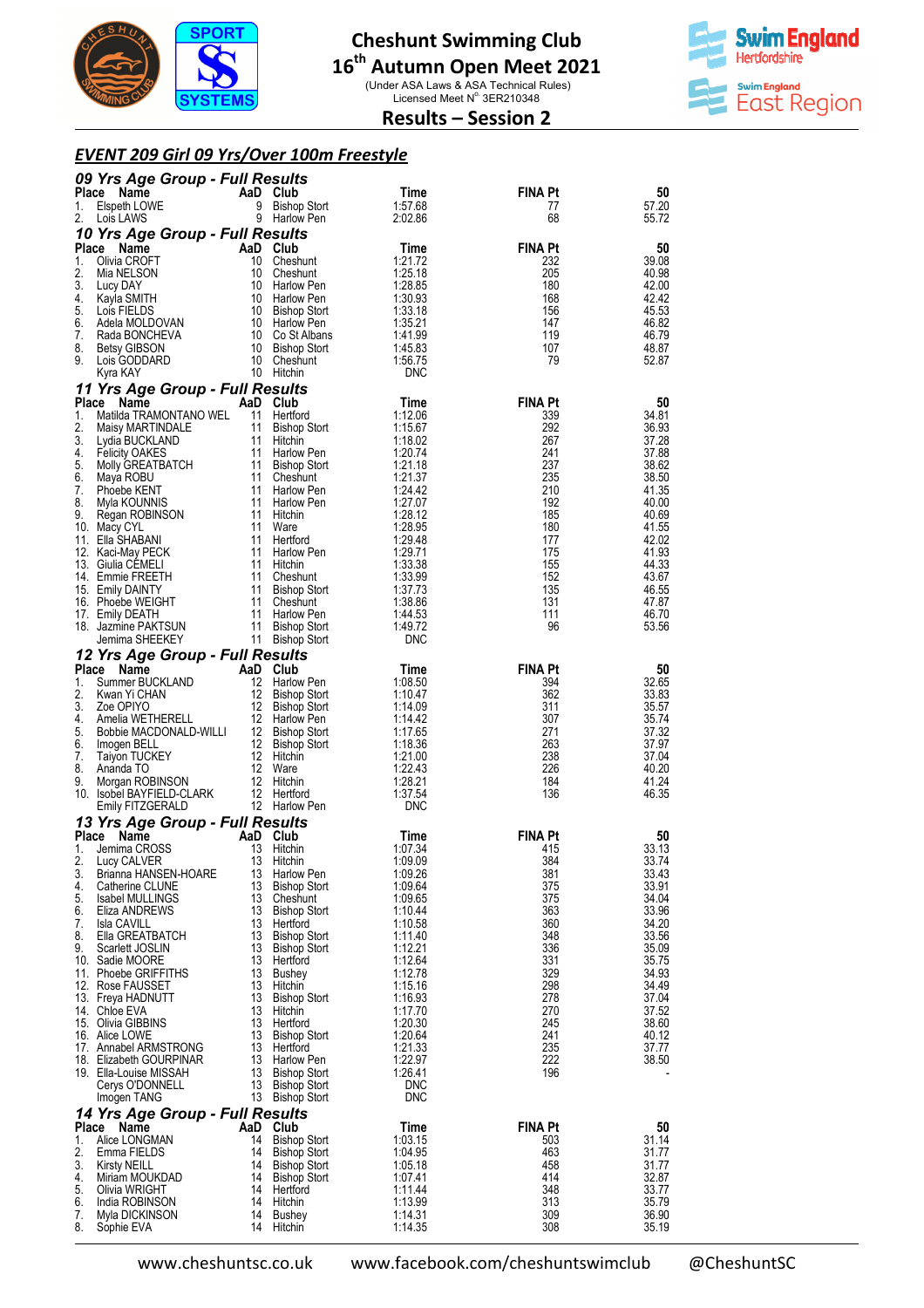# Cheshunt Swimming Club

## 16th Autumn Open Meet 2021

(Under ASA Laws & ASA Technical Rules)
Licensed Meet N° 3ER210348

## Results – Session 2

### *EVENT 209 Girl 09 Yrs/Over 100m Freestyle*

#### *09 Yrs Age Group - Full Results*

| Place | Name | AaD | Club | Time | FINA Pt | 50 |
|---|---|---|---|---|---|---|
| 1. | Elspeth LOWE | 9 | Bishop Stort | 1:57.68 | 77 | 57.20 |
| 2. | Lois LAWS | 9 | Harlow Pen | 2:02.86 | 68 | 55.72 |

#### *10 Yrs Age Group - Full Results*

| Place | Name | AaD | Club | Time | FINA Pt | 50 |
|---|---|---|---|---|---|---|
| 1. | Olivia CROFT | 10 | Cheshunt | 1:21.72 | 232 | 39.08 |
| 2. | Mia NELSON | 10 | Cheshunt | 1:25.18 | 205 | 40.98 |
| 3. | Lucy DAY | 10 | Harlow Pen | 1:28.85 | 180 | 42.00 |
| 4. | Kayla SMITH | 10 | Harlow Pen | 1:30.93 | 168 | 42.42 |
| 5. | Lois FIELDS | 10 | Bishop Stort | 1:33.18 | 156 | 45.53 |
| 6. | Adela MOLDOVAN | 10 | Harlow Pen | 1:35.21 | 147 | 46.82 |
| 7. | Rada BONCHEVA | 10 | Co St Albans | 1:41.99 | 119 | 46.79 |
| 8. | Betsy GIBSON | 10 | Bishop Stort | 1:45.83 | 107 | 48.87 |
| 9. | Lois GODDARD | 10 | Cheshunt | 1:56.75 | 79 | 52.87 |
| | Kyra KAY | 10 | Hitchin | DNC | | |

#### *11 Yrs Age Group - Full Results*

| Place | Name | AaD | Club | Time | FINA Pt | 50 |
|---|---|---|---|---|---|---|
| 1. | Matilda TRAMONTANO WEL | 11 | Hertford | 1:12.06 | 339 | 34.81 |
| 2. | Maisy MARTINDALE | 11 | Bishop Stort | 1:15.67 | 292 | 36.93 |
| 3. | Lydia BUCKLAND | 11 | Hitchin | 1:18.02 | 267 | 37.28 |
| 4. | Felicity OAKES | 11 | Harlow Pen | 1:20.74 | 241 | 37.88 |
| 5. | Molly GREATBATCH | 11 | Bishop Stort | 1:21.18 | 237 | 38.62 |
| 6. | Maya ROBU | 11 | Cheshunt | 1:21.37 | 235 | 38.50 |
| 7. | Phoebe KENT | 11 | Harlow Pen | 1:24.42 | 210 | 41.35 |
| 8. | Myla KOUNNIS | 11 | Harlow Pen | 1:27.07 | 192 | 40.00 |
| 9. | Regan ROBINSON | 11 | Hitchin | 1:28.12 | 185 | 40.69 |
| 10. | Macy CYL | 11 | Ware | 1:28.95 | 180 | 41.55 |
| 11. | Ella SHABANI | 11 | Hertford | 1:29.48 | 177 | 42.02 |
| 12. | Kaci-May PECK | 11 | Harlow Pen | 1:29.71 | 175 | 41.93 |
| 13. | Giulia CEMELI | 11 | Hitchin | 1:33.38 | 155 | 44.33 |
| 14. | Emmie FREETH | 11 | Cheshunt | 1:33.99 | 152 | 43.67 |
| 15. | Emily DAINTY | 11 | Bishop Stort | 1:37.73 | 135 | 46.55 |
| 16. | Phoebe WEIGHT | 11 | Cheshunt | 1:38.86 | 131 | 47.87 |
| 17. | Emily DEATH | 11 | Harlow Pen | 1:44.53 | 111 | 46.70 |
| 18. | Jazmine PAKTSUN | 11 | Bishop Stort | 1:49.72 | 96 | 53.56 |
| | Jemima SHEEKEY | 11 | Bishop Stort | DNC | | |

#### *12 Yrs Age Group - Full Results*

| Place | Name | AaD | Club | Time | FINA Pt | 50 |
|---|---|---|---|---|---|---|
| 1. | Summer BUCKLAND | 12 | Harlow Pen | 1:08.50 | 394 | 32.65 |
| 2. | Kwan Yi CHAN | 12 | Bishop Stort | 1:10.47 | 362 | 33.83 |
| 3. | Zoe OPIYO | 12 | Bishop Stort | 1:14.09 | 311 | 35.57 |
| 4. | Amelia WETHERELL | 12 | Harlow Pen | 1:14.42 | 307 | 35.74 |
| 5. | Bobbie MACDONALD-WILLI | 12 | Bishop Stort | 1:17.65 | 271 | 37.32 |
| 6. | Imogen BELL | 12 | Bishop Stort | 1:18.36 | 263 | 37.97 |
| 7. | Taiyon TUCKEY | 12 | Hitchin | 1:21.00 | 238 | 37.04 |
| 8. | Ananda TO | 12 | Ware | 1:22.43 | 226 | 40.20 |
| 9. | Morgan ROBINSON | 12 | Hitchin | 1:28.21 | 184 | 41.24 |
| 10. | Isobel BAYFIELD-CLARK | 12 | Hertford | 1:37.54 | 136 | 46.35 |
| | Emily FITZGERALD | 12 | Harlow Pen | DNC | | |

#### *13 Yrs Age Group - Full Results*

| Place | Name | AaD | Club | Time | FINA Pt | 50 |
|---|---|---|---|---|---|---|
| 1. | Jemima CROSS | 13 | Hitchin | 1:07.34 | 415 | 33.13 |
| 2. | Lucy CALVER | 13 | Hitchin | 1:09.09 | 384 | 33.74 |
| 3. | Brianna HANSEN-HOARE | 13 | Harlow Pen | 1:09.26 | 381 | 33.43 |
| 4. | Catherine CLUNE | 13 | Bishop Stort | 1:09.64 | 375 | 33.91 |
| 5. | Isabel MULLINGS | 13 | Cheshunt | 1:09.65 | 375 | 34.04 |
| 6. | Eliza ANDREWS | 13 | Bishop Stort | 1:10.44 | 363 | 33.96 |
| 7. | Isla CAVILL | 13 | Hertford | 1:10.58 | 360 | 34.20 |
| 8. | Ella GREATBATCH | 13 | Bishop Stort | 1:11.40 | 348 | 33.56 |
| 9. | Scarlett JOSLIN | 13 | Bishop Stort | 1:12.21 | 336 | 35.09 |
| 10. | Sadie MOORE | 13 | Hertford | 1:12.64 | 331 | 35.75 |
| 11. | Phoebe GRIFFITHS | 13 | Bushey | 1:12.78 | 329 | 34.93 |
| 12. | Rose FAUSSET | 13 | Hitchin | 1:15.16 | 298 | 34.49 |
| 13. | Freya HADNUTT | 13 | Bishop Stort | 1:16.93 | 278 | 37.04 |
| 14. | Chloe EVA | 13 | Hitchin | 1:17.70 | 270 | 37.52 |
| 15. | Olivia GIBBINS | 13 | Hertford | 1:20.30 | 245 | 38.60 |
| 16. | Alice LOWE | 13 | Bishop Stort | 1:20.64 | 241 | 40.12 |
| 17. | Annabel ARMSTRONG | 13 | Hertford | 1:21.33 | 235 | 37.77 |
| 18. | Elizabeth GOURPINAR | 13 | Harlow Pen | 1:22.97 | 222 | 38.50 |
| 19. | Ella-Louise MISSAH | 13 | Bishop Stort | 1:26.41 | 196 | - |
| | Cerys O'DONNELL | 13 | Bishop Stort | DNC | | |
| | Imogen TANG | 13 | Bishop Stort | DNC | | |

#### *14 Yrs Age Group - Full Results*

| Place | Name | AaD | Club | Time | FINA Pt | 50 |
|---|---|---|---|---|---|---|
| 1. | Alice LONGMAN | 14 | Bishop Stort | 1:03.15 | 503 | 31.14 |
| 2. | Emma FIELDS | 14 | Bishop Stort | 1:04.95 | 463 | 31.77 |
| 3. | Kirsty NEILL | 14 | Bishop Stort | 1:05.18 | 458 | 31.77 |
| 4. | Miriam MOUKDAD | 14 | Bishop Stort | 1:07.41 | 414 | 32.87 |
| 5. | Olivia WRIGHT | 14 | Hertford | 1:11.44 | 348 | 33.77 |
| 6. | India ROBINSON | 14 | Hitchin | 1:13.99 | 313 | 35.79 |
| 7. | Myla DICKINSON | 14 | Bushey | 1:14.31 | 309 | 36.90 |
| 8. | Sophie EVA | 14 | Hitchin | 1:14.35 | 308 | 35.19 |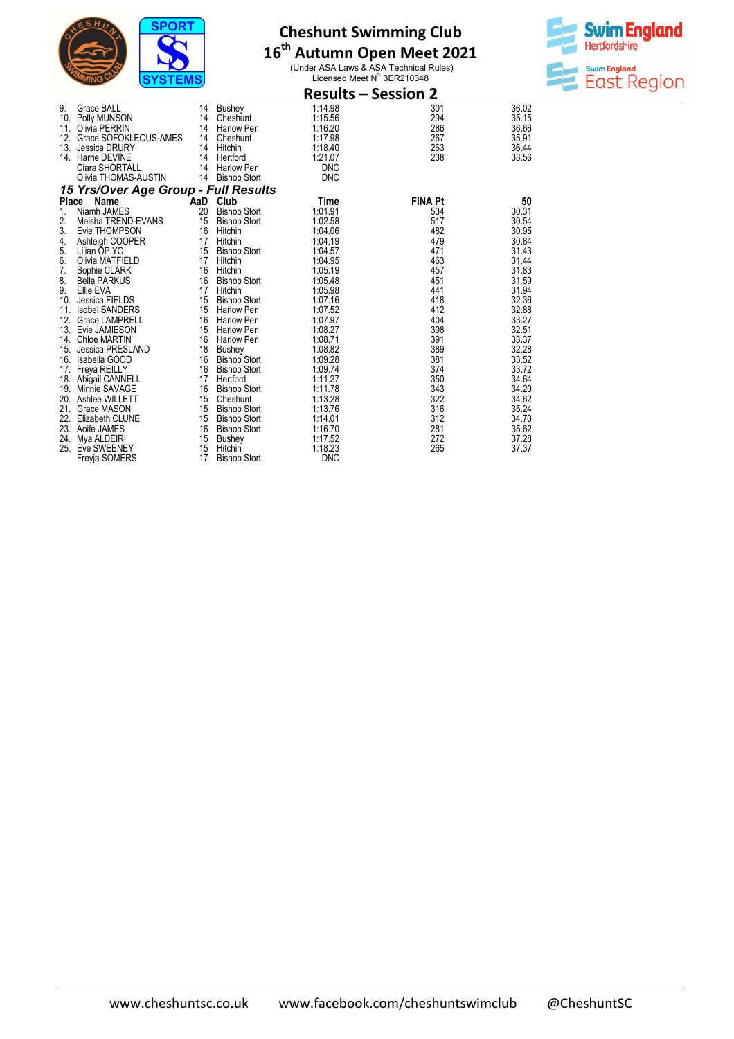# Cheshunt Swimming Club

## 16th Autumn Open Meet 2021

(Under ASA Laws & ASA Technical Rules)
Licensed Meet N° 3ER210348

## Results – Session 2

| Place | Name | AaD | Club | Time | FINA Pt | 50 |
|---|---|---|---|---|---|---|
| 9. | Grace BALL | 14 | Bushey | 1:14.98 | 301 | 36.02 |
| 10. | Polly MUNSON | 14 | Cheshunt | 1:15.56 | 294 | 35.15 |
| 11. | Olivia PERRIN | 14 | Harlow Pen | 1:16.20 | 286 | 36.66 |
| 12. | Grace SOFOKLEOUS-AMES | 14 | Cheshunt | 1:17.98 | 267 | 35.91 |
| 13. | Jessica DRURY | 14 | Hitchin | 1:18.40 | 263 | 36.44 |
| 14. | Harrie DEVINE | 14 | Hertford | 1:21.07 | 238 | 38.56 |
| | Ciara SHORTALL | 14 | Harlow Pen | DNC | | |
| | Olivia THOMAS-AUSTIN | 14 | Bishop Stort | DNC | | |

### *15 Yrs/Over Age Group - Full Results*

| Place | Name | AaD | Club | Time | FINA Pt | 50 |
|---|---|---|---|---|---|---|
| 1. | Niamh JAMES | 20 | Bishop Stort | 1:01.91 | 534 | 30.31 |
| 2. | Meisha TREND-EVANS | 15 | Bishop Stort | 1:02.58 | 517 | 30.54 |
| 3. | Evie THOMPSON | 16 | Hitchin | 1:04.06 | 482 | 30.95 |
| 4. | Ashleigh COOPER | 17 | Hitchin | 1:04.19 | 479 | 30.84 |
| 5. | Lilian OPIYO | 15 | Bishop Stort | 1:04.57 | 471 | 31.43 |
| 6. | Olivia MATFIELD | 17 | Hitchin | 1:04.95 | 463 | 31.44 |
| 7. | Sophie CLARK | 16 | Hitchin | 1:05.19 | 457 | 31.83 |
| 8. | Bella PARKUS | 16 | Bishop Stort | 1:05.48 | 451 | 31.59 |
| 9. | Ellie EVA | 17 | Hitchin | 1:05.98 | 441 | 31.94 |
| 10. | Jessica FIELDS | 15 | Bishop Stort | 1:07.16 | 418 | 32.36 |
| 11. | Isobel SANDERS | 15 | Harlow Pen | 1:07.52 | 412 | 32.88 |
| 12. | Grace LAMPRELL | 16 | Harlow Pen | 1:07.97 | 404 | 33.27 |
| 13. | Evie JAMIESON | 15 | Harlow Pen | 1:08.27 | 398 | 32.51 |
| 14. | Chloe MARTIN | 16 | Harlow Pen | 1:08.71 | 391 | 33.37 |
| 15. | Jessica PRESLAND | 18 | Bushey | 1:08.82 | 389 | 32.28 |
| 16. | Isabella GOOD | 16 | Bishop Stort | 1:09.28 | 381 | 33.52 |
| 17. | Freya REILLY | 16 | Bishop Stort | 1:09.74 | 374 | 33.72 |
| 18. | Abigail CANNELL | 17 | Hertford | 1:11.27 | 350 | 34.64 |
| 19. | Minnie SAVAGE | 16 | Bishop Stort | 1:11.78 | 343 | 34.20 |
| 20. | Ashlee WILLETT | 15 | Cheshunt | 1:13.28 | 322 | 34.62 |
| 21. | Grace MASON | 15 | Bishop Stort | 1:13.76 | 316 | 35.24 |
| 22. | Elizabeth CLUNE | 15 | Bishop Stort | 1:14.01 | 312 | 34.70 |
| 23. | Aoife JAMES | 16 | Bishop Stort | 1:16.70 | 281 | 35.62 |
| 24. | Mya ALDEIRI | 15 | Bushey | 1:17.52 | 272 | 37.28 |
| 25. | Eve SWEENEY | 15 | Hitchin | 1:18.23 | 265 | 37.37 |
| | Freyja SOMERS | 17 | Bishop Stort | DNC | | |

www.cheshuntsc.co.uk www.facebook.com/cheshuntswimclub @CheshuntSC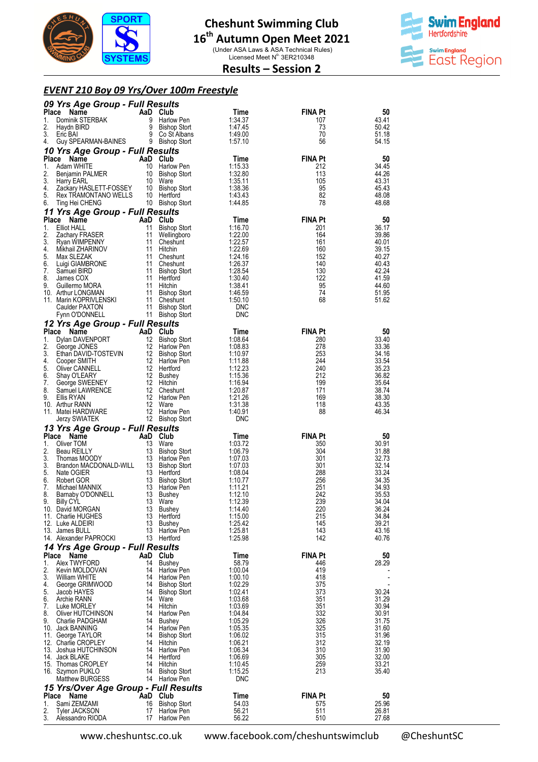# Cheshunt Swimming Club

## 16th Autumn Open Meet 2021

(Under ASA Laws & ASA Technical Rules)
Licensed Meet N° 3ER210348

## Results – Session 2

### *EVENT 210 Boy 09 Yrs/Over 100m Freestyle*

#### *09 Yrs Age Group - Full Results*

| Place | Name | AaD | Club | Time | FINA Pt | 50 |
|---|---|---|---|---|---|---|
| 1. | Dominik STERBAK | 9 | Harlow Pen | 1:34.37 | 107 | 43.41 |
| 2. | Haydn BIRD | 9 | Bishop Stort | 1:47.45 | 73 | 50.42 |
| 3. | Eric BAI | 9 | Co St Albans | 1:49.00 | 70 | 51.18 |
| 4. | Guy SPEARMAN-BAINES | 9 | Bishop Stort | 1:57.10 | 56 | 54.15 |

#### *10 Yrs Age Group - Full Results*

| Place | Name | AaD | Club | Time | FINA Pt | 50 |
|---|---|---|---|---|---|---|
| 1. | Adam WHITE | 10 | Harlow Pen | 1:15.33 | 212 | 34.45 |
| 2. | Benjamin PALMER | 10 | Bishop Stort | 1:32.80 | 113 | 44.26 |
| 3. | Harry EARL | 10 | Ware | 1:35.11 | 105 | 43.31 |
| 4. | Zackary HASLETT-FOSSEY | 10 | Bishop Stort | 1:38.36 | 95 | 45.43 |
| 5. | Rex TRAMONTANO WELLS | 10 | Hertford | 1:43.43 | 82 | 48.08 |
| 6. | Ting Hei CHENG | 10 | Bishop Stort | 1:44.85 | 78 | 48.68 |

#### *11 Yrs Age Group - Full Results*

| Place | Name | AaD | Club | Time | FINA Pt | 50 |
|---|---|---|---|---|---|---|
| 1. | Elliot HALL | 11 | Bishop Stort | 1:16.70 | 201 | 36.17 |
| 2. | Zachary FRASER | 11 | Wellingboro | 1:22.00 | 164 | 39.86 |
| 3. | Ryan WIMPENNY | 11 | Cheshunt | 1:22.57 | 161 | 40.01 |
| 4. | Mikhail ZHARINOV | 11 | Hitchin | 1:22.69 | 160 | 39.15 |
| 5. | Max SLEZAK | 11 | Cheshunt | 1:24.16 | 152 | 40.27 |
| 6. | Luigi GIAMBRONE | 11 | Cheshunt | 1:26.37 | 140 | 40.43 |
| 7. | Samuel BIRD | 11 | Bishop Stort | 1:28.54 | 130 | 42.24 |
| 8. | James COX | 11 | Hertford | 1:30.40 | 122 | 41.59 |
| 9. | Guillermo MORA | 11 | Hitchin | 1:38.41 | 95 | 44.60 |
| 10. | Arthur LONGMAN | 11 | Bishop Stort | 1:46.59 | 74 | 51.95 |
| 11. | Marin KOPRIVLENSKI | 11 | Cheshunt | 1:50.10 | 68 | 51.62 |
| | Caulder PAXTON | 11 | Bishop Stort | DNC | | |
| | Fynn O'DONNELL | 11 | Bishop Stort | DNC | | |

#### *12 Yrs Age Group - Full Results*

| Place | Name | AaD | Club | Time | FINA Pt | 50 |
|---|---|---|---|---|---|---|
| 1. | Dylan DAVENPORT | 12 | Bishop Stort | 1:08.64 | 280 | 33.40 |
| 2. | George JONES | 12 | Harlow Pen | 1:08.83 | 278 | 33.36 |
| 3. | Ethan DAVID-TOSTEVIN | 12 | Bishop Stort | 1:10.97 | 253 | 34.16 |
| 4. | Cooper SMITH | 12 | Harlow Pen | 1:11.88 | 244 | 33.54 |
| 5. | Oliver CANNELL | 12 | Hertford | 1:12.23 | 240 | 35.23 |
| 6. | Shay O'LEARY | 12 | Bushey | 1:15.36 | 212 | 36.82 |
| 7. | George SWEENEY | 12 | Hitchin | 1:16.94 | 199 | 35.64 |
| 8. | Samuel LAWRENCE | 12 | Cheshunt | 1:20.87 | 171 | 38.74 |
| 9. | Ellis RYAN | 12 | Harlow Pen | 1:21.26 | 169 | 38.30 |
| 10. | Arthur RANN | 12 | Ware | 1:31.38 | 118 | 43.35 |
| 11. | Matei HARDWARE | 12 | Harlow Pen | 1:40.91 | 88 | 46.34 |
| | Jerzy SWIATEK | 12 | Bishop Stort | DNC | | |

#### *13 Yrs Age Group - Full Results*

| Place | Name | AaD | Club | Time | FINA Pt | 50 |
|---|---|---|---|---|---|---|
| 1. | Oliver TOM | 13 | Ware | 1:03.72 | 350 | 30.91 |
| 2. | Beau REILLY | 13 | Bishop Stort | 1:06.79 | 304 | 31.88 |
| 3. | Thomas MOODY | 13 | Harlow Pen | 1:07.03 | 301 | 32.73 |
| 3. | Brandon MACDONALD-WILL | 13 | Bishop Stort | 1:07.03 | 301 | 32.14 |
| 5. | Nate OGIER | 13 | Hertford | 1:08.04 | 288 | 33.24 |
| 6. | Robert GOR | 13 | Bishop Stort | 1:10.77 | 256 | 34.35 |
| 7. | Michael MANNIX | 13 | Harlow Pen | 1:11.21 | 251 | 34.93 |
| 8. | Barnaby O'DONNELL | 13 | Bushey | 1:12.10 | 242 | 35.53 |
| 9. | Billy CYL | 13 | Ware | 1:12.39 | 239 | 34.04 |
| 10. | David MORGAN | 13 | Bushey | 1:14.40 | 220 | 36.24 |
| 11. | Charlie HUGHES | 13 | Hertford | 1:15.00 | 215 | 34.84 |
| 12. | Luke ALDEIRI | 13 | Bushey | 1:25.42 | 145 | 39.21 |
| 13. | James BULL | 13 | Harlow Pen | 1:25.81 | 143 | 43.16 |
| 14. | Alexander PAPROCKI | 13 | Hertford | 1:25.98 | 142 | 40.76 |

#### *14 Yrs Age Group - Full Results*

| Place | Name | AaD | Club | Time | FINA Pt | 50 |
|---|---|---|---|---|---|---|
| 1. | Alex TWYFORD | 14 | Bushey | 58.79 | 446 | 28.29 |
| 2. | Kevin MOLDOVAN | 14 | Harlow Pen | 1:00.04 | 419 | - |
| 3. | William WHITE | 14 | Harlow Pen | 1:00.10 | 418 | - |
| 4. | George GRIMWOOD | 14 | Bishop Stort | 1:02.29 | 375 | - |
| 5. | Jacob HAYES | 14 | Bishop Stort | 1:02.41 | 373 | 30.24 |
| 6. | Archie RANN | 14 | Ware | 1:03.68 | 351 | 31.29 |
| 7. | Luke MORLEY | 14 | Hitchin | 1:03.69 | 351 | 30.94 |
| 8. | Oliver HUTCHINSON | 14 | Harlow Pen | 1:04.84 | 332 | 30.91 |
| 9. | Charlie PADGHAM | 14 | Bushey | 1:05.29 | 326 | 31.75 |
| 10. | Jack BANNING | 14 | Harlow Pen | 1:05.35 | 325 | 31.60 |
| 11. | George TAYLOR | 14 | Bishop Stort | 1:06.02 | 315 | 31.96 |
| 12. | Charlie CROPLEY | 14 | Hitchin | 1:06.21 | 312 | 32.19 |
| 13. | Joshua HUTCHINSON | 14 | Harlow Pen | 1:06.34 | 310 | 31.90 |
| 14. | Jack BLAKE | 14 | Hertford | 1:06.69 | 305 | 32.00 |
| 15. | Thomas CROPLEY | 14 | Hitchin | 1:10.45 | 259 | 33.21 |
| 16. | Szymon PUKLO | 14 | Bishop Stort | 1:15.25 | 213 | 35.40 |
| | Matthew BURGESS | 14 | Harlow Pen | DNC | | |

#### *15 Yrs/Over Age Group - Full Results*

| Place | Name | AaD | Club | Time | FINA Pt | 50 |
|---|---|---|---|---|---|---|
| 1. | Sami ZEMZAMI | 16 | Bishop Stort | 54.03 | 575 | 25.96 |
| 2. | Tyler JACKSON | 17 | Harlow Pen | 56.21 | 511 | 26.81 |
| 3. | Alessandro RIODA | 17 | Harlow Pen | 56.22 | 510 | 27.68 |

www.cheshuntsc.co.uk www.facebook.com/cheshuntswimclub @CheshuntSC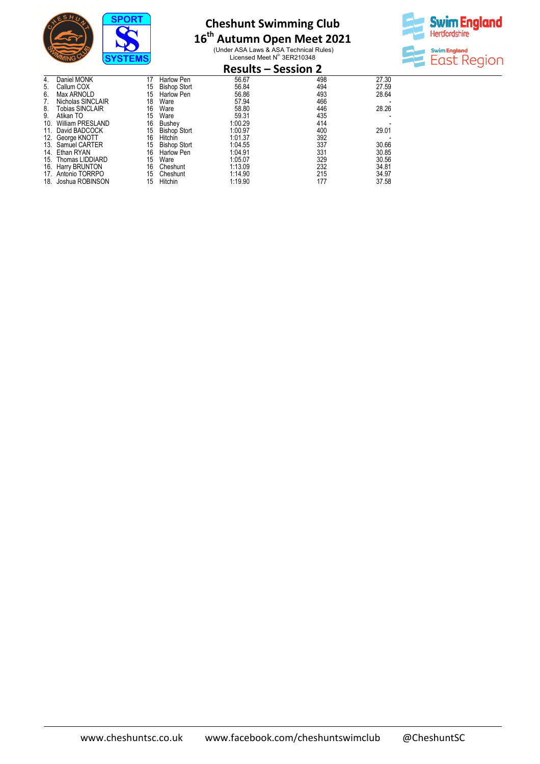# Cheshunt Swimming Club

## 16th Autumn Open Meet 2021

(Under ASA Laws & ASA Technical Rules)
Licensed Meet N° 3ER210348

## Results – Session 2

| | | | | | | |
|---|---|---|---|---|---|---|
| 4. | Daniel MONK | 17 | Harlow Pen | 56.67 | 498 | 27.30 |
| 5. | Callum COX | 15 | Bishop Stort | 56.84 | 494 | 27.59 |
| 6. | Max ARNOLD | 15 | Harlow Pen | 56.86 | 493 | 28.64 |
| 7. | Nicholas SINCLAIR | 18 | Ware | 57.94 | 466 | - |
| 8. | Tobias SINCLAIR | 16 | Ware | 58.80 | 446 | 28.26 |
| 9. | Atikan TO | 15 | Ware | 59.31 | 435 | - |
| 10. | William PRESLAND | 16 | Bushey | 1:00.29 | 414 | - |
| 11. | David BADCOCK | 15 | Bishop Stort | 1:00.97 | 400 | 29.01 |
| 12. | George KNOTT | 16 | Hitchin | 1:01.37 | 392 | - |
| 13. | Samuel CARTER | 15 | Bishop Stort | 1:04.55 | 337 | 30.66 |
| 14. | Ethan RYAN | 16 | Harlow Pen | 1:04.91 | 331 | 30.85 |
| 15. | Thomas LIDDIARD | 15 | Ware | 1:05.07 | 329 | 30.56 |
| 16. | Harry BRUNTON | 16 | Cheshunt | 1:13.09 | 232 | 34.81 |
| 17. | Antonio TORRPO | 15 | Cheshunt | 1:14.90 | 215 | 34.97 |
| 18. | Joshua ROBINSON | 15 | Hitchin | 1:19.90 | 177 | 37.58 |

www.cheshuntsc.co.uk www.facebook.com/cheshuntswimclub @CheshuntSC